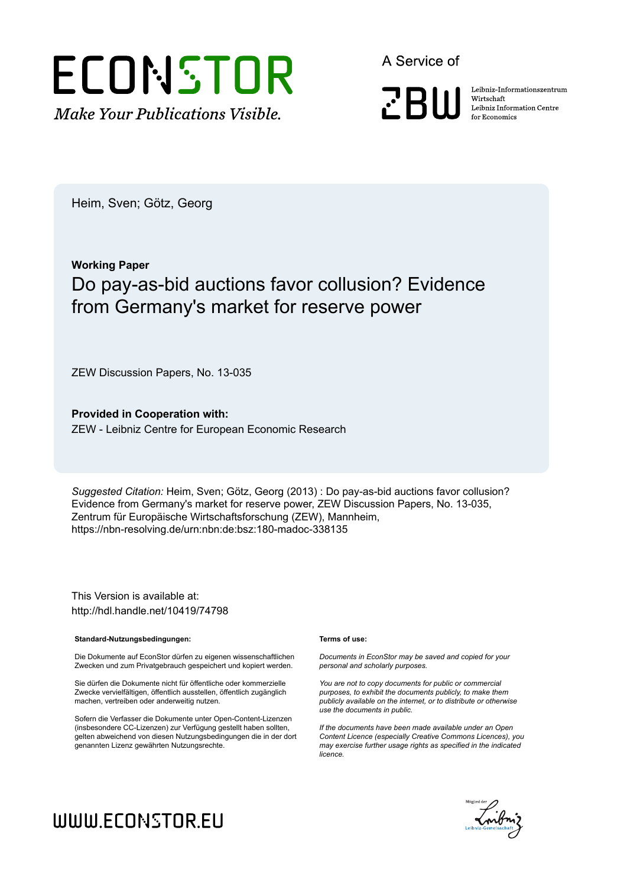ECONSTOR

*Make Your Publications Visible.*

A Service of

ZBW

Leibniz-Informationszentrum Wirtschaft
Leibniz Information Centre for Economics

Heim, Sven; Götz, Georg

**Working Paper**

# Do pay-as-bid auctions favor collusion? Evidence from Germany's market for reserve power

ZEW Discussion Papers, No. 13-035

**Provided in Cooperation with:**

ZEW - Leibniz Centre for European Economic Research

*Suggested Citation:* Heim, Sven; Götz, Georg (2013) : Do pay-as-bid auctions favor collusion? Evidence from Germany's market for reserve power, ZEW Discussion Papers, No. 13-035, Zentrum für Europäische Wirtschaftsforschung (ZEW), Mannheim, https://nbn-resolving.de/urn:nbn:de:bsz:180-madoc-338135

This Version is available at:
http://hdl.handle.net/10419/74798

**Standard-Nutzungsbedingungen:**

Die Dokumente auf EconStor dürfen zu eigenen wissenschaftlichen Zwecken und zum Privatgebrauch gespeichert und kopiert werden.

Sie dürfen die Dokumente nicht für öffentliche oder kommerzielle Zwecke vervielfältigen, öffentlich ausstellen, öffentlich zugänglich machen, vertreiben oder anderweitig nutzen.

Sofern die Verfasser die Dokumente unter Open-Content-Lizenzen (insbesondere CC-Lizenzen) zur Verfügung gestellt haben sollten, gelten abweichend von diesen Nutzungsbedingungen die in der dort genannten Lizenz gewährten Nutzungsrechte.

**Terms of use:**

*Documents in EconStor may be saved and copied for your personal and scholarly purposes.*

*You are not to copy documents for public or commercial purposes, to exhibit the documents publicly, to make them publicly available on the internet, or to distribute or otherwise use the documents in public.*

*If the documents have been made available under an Open Content Licence (especially Creative Commons Licences), you may exercise further usage rights as specified in the indicated licence.*

WWW.ECONSTOR.EU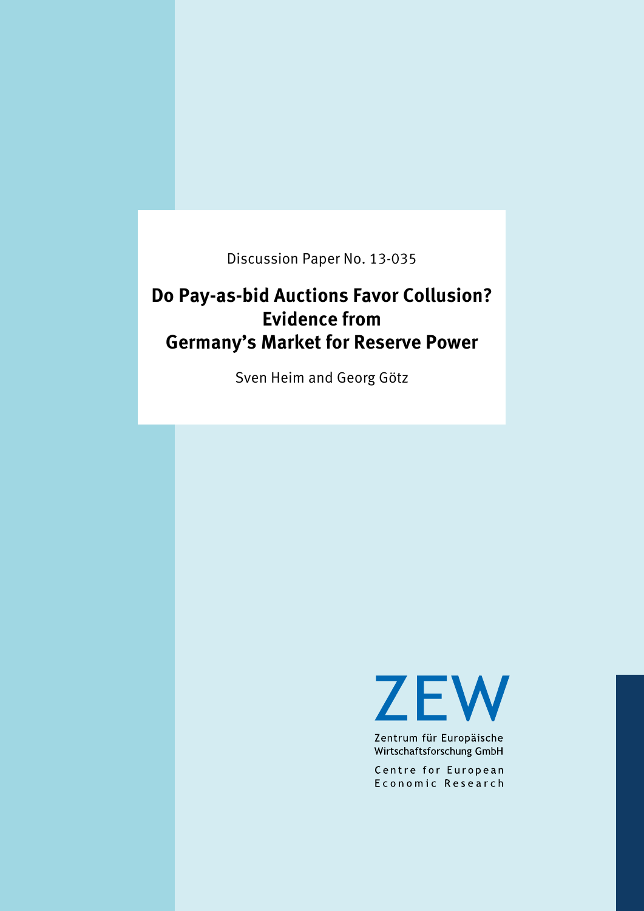Discussion Paper No. 13-035

# Do Pay-as-bid Auctions Favor Collusion? Evidence from Germany's Market for Reserve Power

Sven Heim and Georg Götz

ZEW

Zentrum für Europäische Wirtschaftsforschung GmbH

Centre for European Economic Research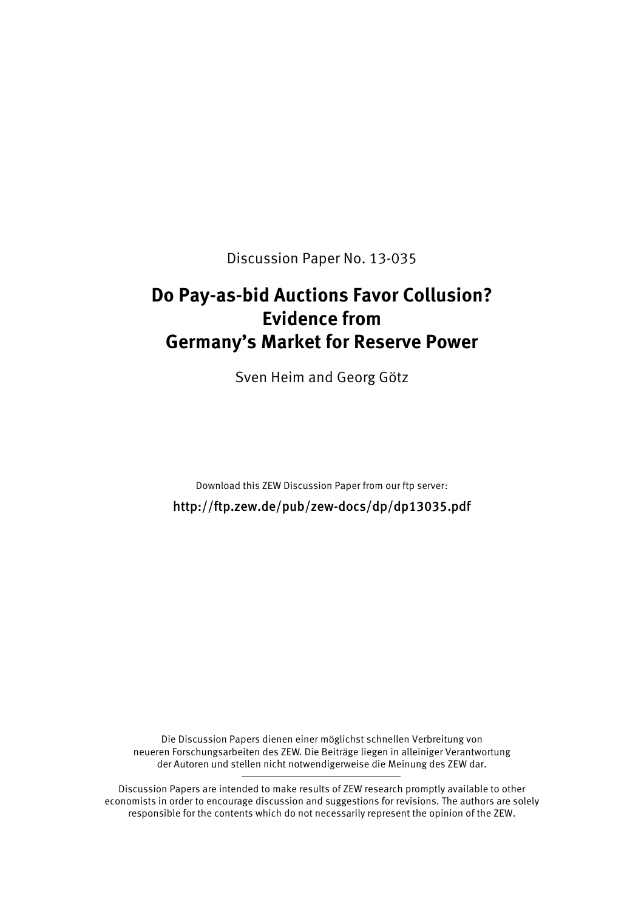Discussion Paper No. 13-035

# Do Pay-as-bid Auctions Favor Collusion? Evidence from Germany's Market for Reserve Power

Sven Heim and Georg Götz

Download this ZEW Discussion Paper from our ftp server:

http://ftp.zew.de/pub/zew-docs/dp/dp13035.pdf

Die Discussion Papers dienen einer möglichst schnellen Verbreitung von neueren Forschungsarbeiten des ZEW. Die Beiträge liegen in alleiniger Verantwortung der Autoren und stellen nicht notwendigerweise die Meinung des ZEW dar.

---

Discussion Papers are intended to make results of ZEW research promptly available to other economists in order to encourage discussion and suggestions for revisions. The authors are solely responsible for the contents which do not necessarily represent the opinion of the ZEW.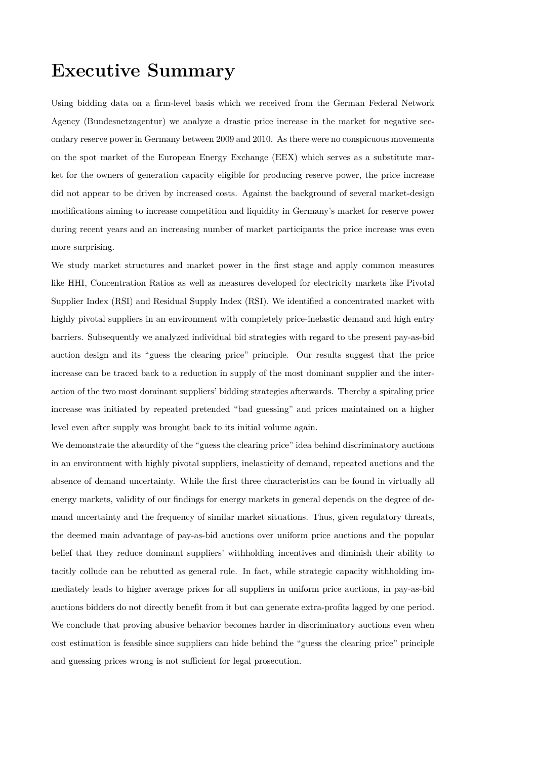# Executive Summary

Using bidding data on a firm-level basis which we received from the German Federal Network Agency (Bundesnetzagentur) we analyze a drastic price increase in the market for negative secondary reserve power in Germany between 2009 and 2010. As there were no conspicuous movements on the spot market of the European Energy Exchange (EEX) which serves as a substitute market for the owners of generation capacity eligible for producing reserve power, the price increase did not appear to be driven by increased costs. Against the background of several market-design modifications aiming to increase competition and liquidity in Germany's market for reserve power during recent years and an increasing number of market participants the price increase was even more surprising.

We study market structures and market power in the first stage and apply common measures like HHI, Concentration Ratios as well as measures developed for electricity markets like Pivotal Supplier Index (RSI) and Residual Supply Index (RSI). We identified a concentrated market with highly pivotal suppliers in an environment with completely price-inelastic demand and high entry barriers. Subsequently we analyzed individual bid strategies with regard to the present pay-as-bid auction design and its "guess the clearing price" principle. Our results suggest that the price increase can be traced back to a reduction in supply of the most dominant supplier and the interaction of the two most dominant suppliers' bidding strategies afterwards. Thereby a spiraling price increase was initiated by repeated pretended "bad guessing" and prices maintained on a higher level even after supply was brought back to its initial volume again.

We demonstrate the absurdity of the "guess the clearing price" idea behind discriminatory auctions in an environment with highly pivotal suppliers, inelasticity of demand, repeated auctions and the absence of demand uncertainty. While the first three characteristics can be found in virtually all energy markets, validity of our findings for energy markets in general depends on the degree of demand uncertainty and the frequency of similar market situations. Thus, given regulatory threats, the deemed main advantage of pay-as-bid auctions over uniform price auctions and the popular belief that they reduce dominant suppliers' withholding incentives and diminish their ability to tacitly collude can be rebutted as general rule. In fact, while strategic capacity withholding immediately leads to higher average prices for all suppliers in uniform price auctions, in pay-as-bid auctions bidders do not directly benefit from it but can generate extra-profits lagged by one period. We conclude that proving abusive behavior becomes harder in discriminatory auctions even when cost estimation is feasible since suppliers can hide behind the "guess the clearing price" principle and guessing prices wrong is not sufficient for legal prosecution.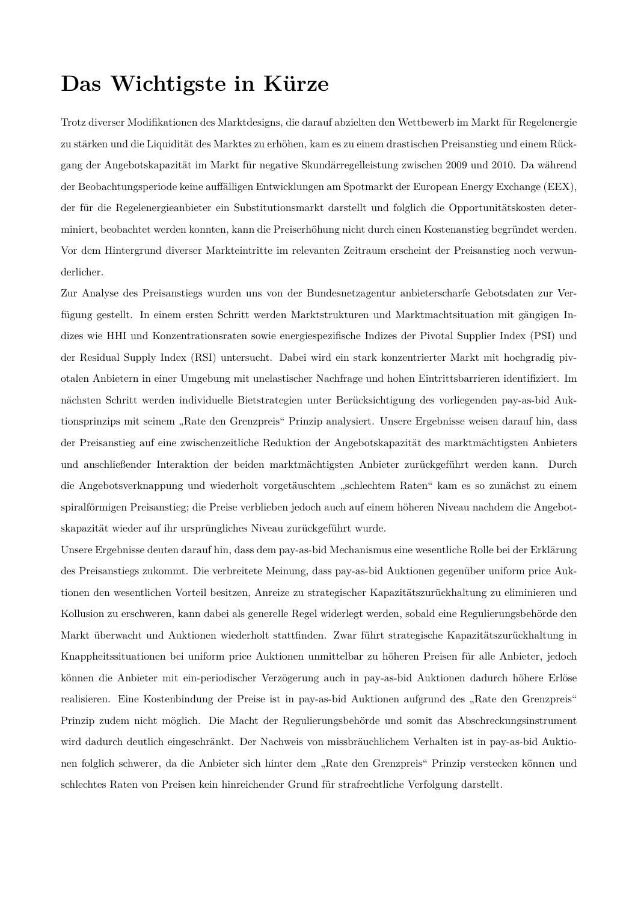# Das Wichtigste in Kürze

Trotz diverser Modifikationen des Marktdesigns, die darauf abzielten den Wettbewerb im Markt für Regelenergie zu stärken und die Liquidität des Marktes zu erhöhen, kam es zu einem drastischen Preisanstieg und einem Rückgang der Angebotskapazität im Markt für negative Skundärregelleistung zwischen 2009 und 2010. Da während der Beobachtungsperiode keine auffälligen Entwicklungen am Spotmarkt der European Energy Exchange (EEX), der für die Regelenergieanbieter ein Substitutionsmarkt darstellt und folglich die Opportunitätskosten determiniert, beobachtet werden konnten, kann die Preiserhöhung nicht durch einen Kostenanstieg begründet werden. Vor dem Hintergrund diverser Markteintritte im relevanten Zeitraum erscheint der Preisanstieg noch verwunderlicher.

Zur Analyse des Preisanstiegs wurden uns von der Bundesnetzagentur anbieterscharfe Gebotsdaten zur Verfügung gestellt. In einem ersten Schritt werden Marktstrukturen und Marktmachtsituation mit gängigen Indizes wie HHI und Konzentrationsraten sowie energiespezifische Indizes der Pivotal Supplier Index (PSI) und der Residual Supply Index (RSI) untersucht. Dabei wird ein stark konzentrierter Markt mit hochgradig pivotalen Anbietern in einer Umgebung mit unelastischer Nachfrage und hohen Eintrittsbarrieren identifiziert. Im nächsten Schritt werden individuelle Bietstrategien unter Berücksichtigung des vorliegenden pay-as-bid Auktionsprinzips mit seinem „Rate den Grenzpreis“ Prinzip analysiert. Unsere Ergebnisse weisen darauf hin, dass der Preisanstieg auf eine zwischenzeitliche Reduktion der Angebotskapazität des marktmächtigsten Anbieters und anschließender Interaktion der beiden marktmächtigsten Anbieter zurückgeführt werden kann. Durch die Angebotsverknappung und wiederholt vorgetäuschtem „schlechtem Raten“ kam es so zunächst zu einem spiralförmigen Preisanstieg; die Preise verblieben jedoch auch auf einem höheren Niveau nachdem die Angebotskapazität wieder auf ihr ursprüngliches Niveau zurückgeführt wurde.

Unsere Ergebnisse deuten darauf hin, dass dem pay-as-bid Mechanismus eine wesentliche Rolle bei der Erklärung des Preisanstiegs zukommt. Die verbreitete Meinung, dass pay-as-bid Auktionen gegenüber uniform price Auktionen den wesentlichen Vorteil besitzen, Anreize zu strategischer Kapazitätszurückhaltung zu eliminieren und Kollusion zu erschweren, kann dabei als generelle Regel widerlegt werden, sobald eine Regulierungsbehörde den Markt überwacht und Auktionen wiederholt stattfinden. Zwar führt strategische Kapazitätszurückhaltung in Knappheitssituationen bei uniform price Auktionen unmittelbar zu höheren Preisen für alle Anbieter, jedoch können die Anbieter mit ein-periodischer Verzögerung auch in pay-as-bid Auktionen dadurch höhere Erlöse realisieren. Eine Kostenbindung der Preise ist in pay-as-bid Auktionen aufgrund des „Rate den Grenzpreis“ Prinzip zudem nicht möglich. Die Macht der Regulierungsbehörde und somit das Abschreckungsinstrument wird dadurch deutlich eingeschränkt. Der Nachweis von missbräuchlichem Verhalten ist in pay-as-bid Auktionen folglich schwerer, da die Anbieter sich hinter dem „Rate den Grenzpreis“ Prinzip verstecken können und schlechtes Raten von Preisen kein hinreichender Grund für strafrechtliche Verfolgung darstellt.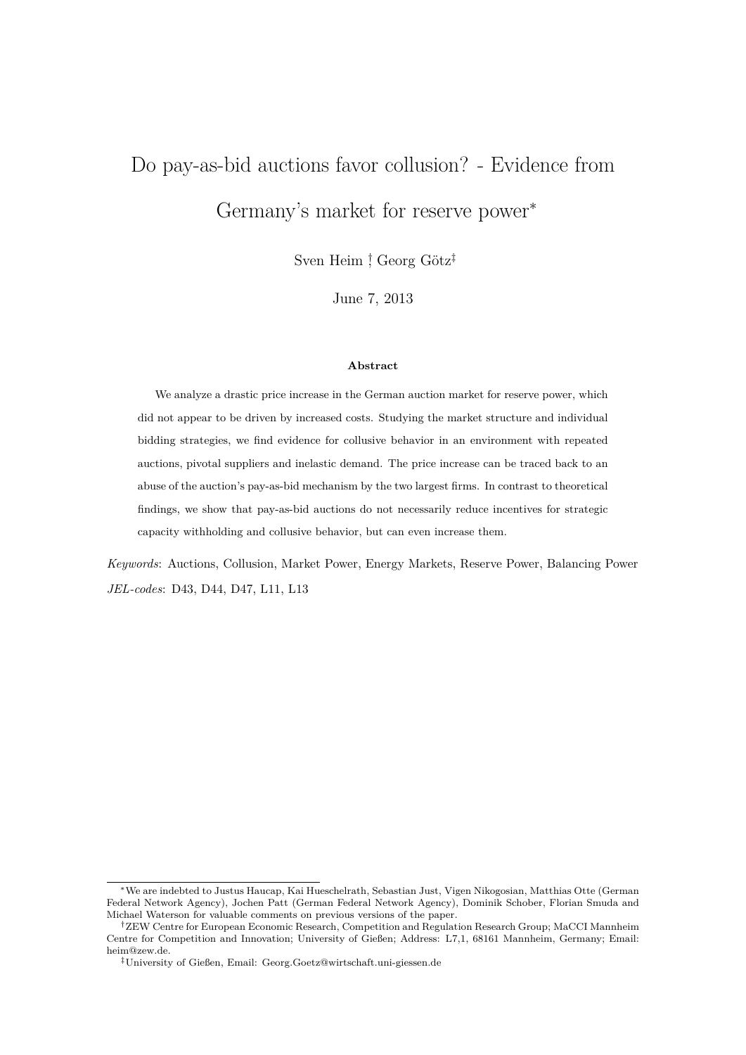# Do pay-as-bid auctions favor collusion? - Evidence from Germany's market for reserve power*

Sven Heim †, Georg Götz‡

June 7, 2013

**Abstract**

We analyze a drastic price increase in the German auction market for reserve power, which did not appear to be driven by increased costs. Studying the market structure and individual bidding strategies, we find evidence for collusive behavior in an environment with repeated auctions, pivotal suppliers and inelastic demand. The price increase can be traced back to an abuse of the auction's pay-as-bid mechanism by the two largest firms. In contrast to theoretical findings, we show that pay-as-bid auctions do not necessarily reduce incentives for strategic capacity withholding and collusive behavior, but can even increase them.

*Keywords*: Auctions, Collusion, Market Power, Energy Markets, Reserve Power, Balancing Power

*JEL-codes*: D43, D44, D47, L11, L13

---

*We are indebted to Justus Haucap, Kai Hueschelrath, Sebastian Just, Vigen Nikogosian, Matthias Otte (German Federal Network Agency), Jochen Patt (German Federal Network Agency), Dominik Schober, Florian Smuda and Michael Waterson for valuable comments on previous versions of the paper.

†ZEW Centre for European Economic Research, Competition and Regulation Research Group; MaCCI Mannheim Centre for Competition and Innovation; University of Gießen; Address: L7,1, 68161 Mannheim, Germany; Email: heim@zew.de.

‡University of Gießen, Email: Georg.Goetz@wirtschaft.uni-giessen.de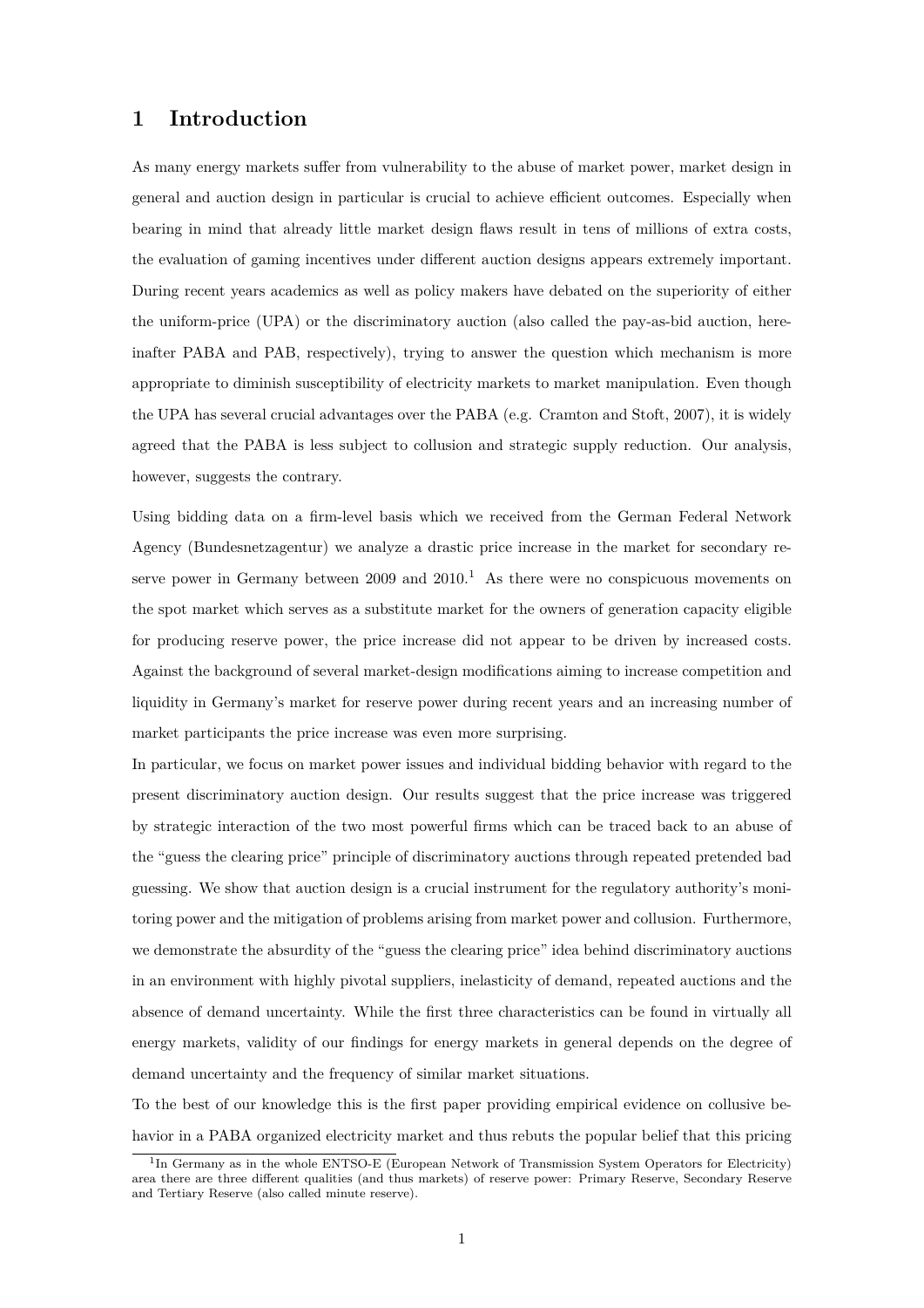# 1 Introduction

As many energy markets suffer from vulnerability to the abuse of market power, market design in general and auction design in particular is crucial to achieve efficient outcomes. Especially when bearing in mind that already little market design flaws result in tens of millions of extra costs, the evaluation of gaming incentives under different auction designs appears extremely important. During recent years academics as well as policy makers have debated on the superiority of either the uniform-price (UPA) or the discriminatory auction (also called the pay-as-bid auction, hereinafter PABA and PAB, respectively), trying to answer the question which mechanism is more appropriate to diminish susceptibility of electricity markets to market manipulation. Even though the UPA has several crucial advantages over the PABA (e.g. Cramton and Stoft, 2007), it is widely agreed that the PABA is less subject to collusion and strategic supply reduction. Our analysis, however, suggests the contrary.

Using bidding data on a firm-level basis which we received from the German Federal Network Agency (Bundesnetzagentur) we analyze a drastic price increase in the market for secondary reserve power in Germany between 2009 and 2010.[1] As there were no conspicuous movements on the spot market which serves as a substitute market for the owners of generation capacity eligible for producing reserve power, the price increase did not appear to be driven by increased costs. Against the background of several market-design modifications aiming to increase competition and liquidity in Germany's market for reserve power during recent years and an increasing number of market participants the price increase was even more surprising.

In particular, we focus on market power issues and individual bidding behavior with regard to the present discriminatory auction design. Our results suggest that the price increase was triggered by strategic interaction of the two most powerful firms which can be traced back to an abuse of the "guess the clearing price" principle of discriminatory auctions through repeated pretended bad guessing. We show that auction design is a crucial instrument for the regulatory authority's monitoring power and the mitigation of problems arising from market power and collusion. Furthermore, we demonstrate the absurdity of the "guess the clearing price" idea behind discriminatory auctions in an environment with highly pivotal suppliers, inelasticity of demand, repeated auctions and the absence of demand uncertainty. While the first three characteristics can be found in virtually all energy markets, validity of our findings for energy markets in general depends on the degree of demand uncertainty and the frequency of similar market situations.

To the best of our knowledge this is the first paper providing empirical evidence on collusive behavior in a PABA organized electricity market and thus rebuts the popular belief that this pricing

[1] In Germany as in the whole ENTSO-E (European Network of Transmission System Operators for Electricity) area there are three different qualities (and thus markets) of reserve power: Primary Reserve, Secondary Reserve and Tertiary Reserve (also called minute reserve).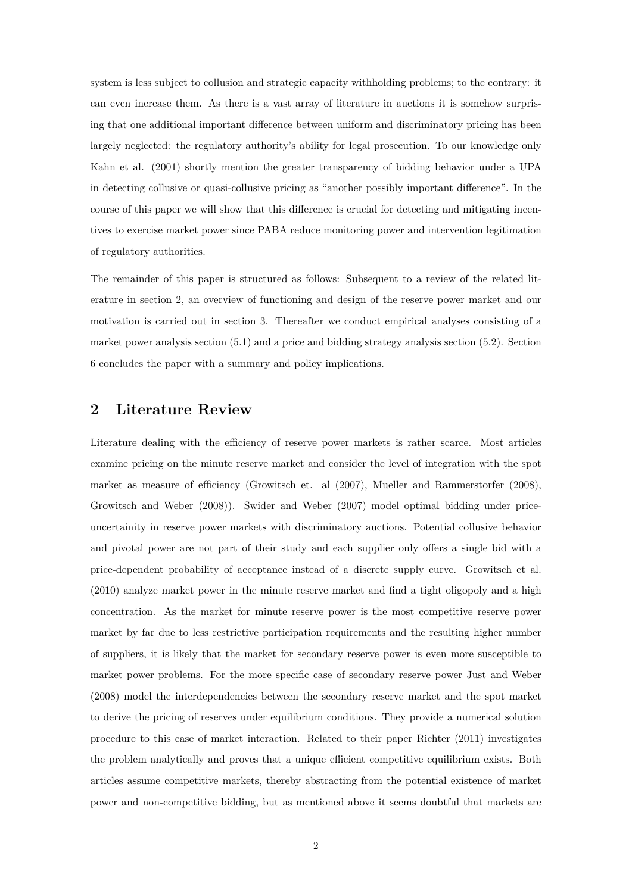system is less subject to collusion and strategic capacity withholding problems; to the contrary: it can even increase them. As there is a vast array of literature in auctions it is somehow surprising that one additional important difference between uniform and discriminatory pricing has been largely neglected: the regulatory authority's ability for legal prosecution. To our knowledge only Kahn et al. (2001) shortly mention the greater transparency of bidding behavior under a UPA in detecting collusive or quasi-collusive pricing as "another possibly important difference". In the course of this paper we will show that this difference is crucial for detecting and mitigating incentives to exercise market power since PABA reduce monitoring power and intervention legitimation of regulatory authorities.

The remainder of this paper is structured as follows: Subsequent to a review of the related literature in section 2, an overview of functioning and design of the reserve power market and our motivation is carried out in section 3. Thereafter we conduct empirical analyses consisting of a market power analysis section (5.1) and a price and bidding strategy analysis section (5.2). Section 6 concludes the paper with a summary and policy implications.

## 2 Literature Review

Literature dealing with the efficiency of reserve power markets is rather scarce. Most articles examine pricing on the minute reserve market and consider the level of integration with the spot market as measure of efficiency (Growitsch et. al (2007), Mueller and Rammerstorfer (2008), Growitsch and Weber (2008)). Swider and Weber (2007) model optimal bidding under price-uncertainity in reserve power markets with discriminatory auctions. Potential collusive behavior and pivotal power are not part of their study and each supplier only offers a single bid with a price-dependent probability of acceptance instead of a discrete supply curve. Growitsch et al. (2010) analyze market power in the minute reserve market and find a tight oligopoly and a high concentration. As the market for minute reserve power is the most competitive reserve power market by far due to less restrictive participation requirements and the resulting higher number of suppliers, it is likely that the market for secondary reserve power is even more susceptible to market power problems. For the more specific case of secondary reserve power Just and Weber (2008) model the interdependencies between the secondary reserve market and the spot market to derive the pricing of reserves under equilibrium conditions. They provide a numerical solution procedure to this case of market interaction. Related to their paper Richter (2011) investigates the problem analytically and proves that a unique efficient competitive equilibrium exists. Both articles assume competitive markets, thereby abstracting from the potential existence of market power and non-competitive bidding, but as mentioned above it seems doubtful that markets are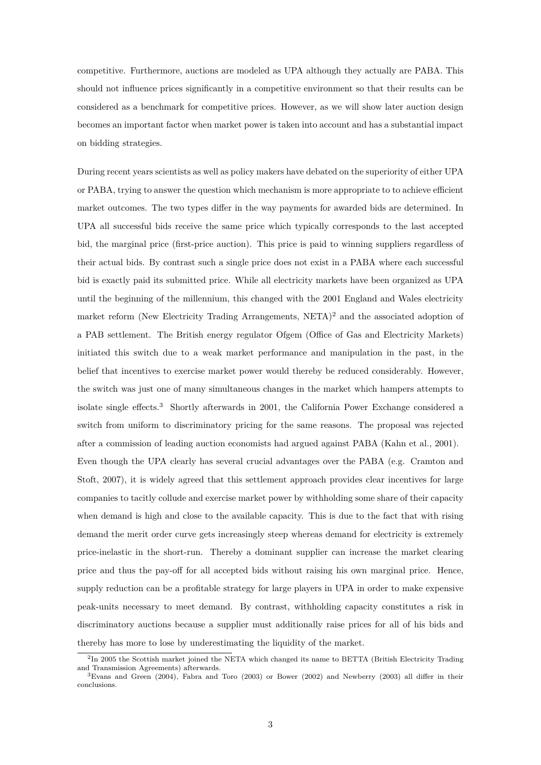competitive. Furthermore, auctions are modeled as UPA although they actually are PABA. This should not influence prices significantly in a competitive environment so that their results can be considered as a benchmark for competitive prices. However, as we will show later auction design becomes an important factor when market power is taken into account and has a substantial impact on bidding strategies.

During recent years scientists as well as policy makers have debated on the superiority of either UPA or PABA, trying to answer the question which mechanism is more appropriate to to achieve efficient market outcomes. The two types differ in the way payments for awarded bids are determined. In UPA all successful bids receive the same price which typically corresponds to the last accepted bid, the marginal price (first-price auction). This price is paid to winning suppliers regardless of their actual bids. By contrast such a single price does not exist in a PABA where each successful bid is exactly paid its submitted price. While all electricity markets have been organized as UPA until the beginning of the millennium, this changed with the 2001 England and Wales electricity market reform (New Electricity Trading Arrangements, NETA)[2] and the associated adoption of a PAB settlement. The British energy regulator Ofgem (Office of Gas and Electricity Markets) initiated this switch due to a weak market performance and manipulation in the past, in the belief that incentives to exercise market power would thereby be reduced considerably. However, the switch was just one of many simultaneous changes in the market which hampers attempts to isolate single effects.[3] Shortly afterwards in 2001, the California Power Exchange considered a switch from uniform to discriminatory pricing for the same reasons. The proposal was rejected after a commission of leading auction economists had argued against PABA (Kahn et al., 2001). Even though the UPA clearly has several crucial advantages over the PABA (e.g. Cramton and Stoft, 2007), it is widely agreed that this settlement approach provides clear incentives for large companies to tacitly collude and exercise market power by withholding some share of their capacity when demand is high and close to the available capacity. This is due to the fact that with rising demand the merit order curve gets increasingly steep whereas demand for electricity is extremely price-inelastic in the short-run. Thereby a dominant supplier can increase the market clearing price and thus the pay-off for all accepted bids without raising his own marginal price. Hence, supply reduction can be a profitable strategy for large players in UPA in order to make expensive peak-units necessary to meet demand. By contrast, withholding capacity constitutes a risk in discriminatory auctions because a supplier must additionally raise prices for all of his bids and thereby has more to lose by underestimating the liquidity of the market.

[2] In 2005 the Scottish market joined the NETA which changed its name to BETTA (British Electricity Trading and Transmission Agreements) afterwards.

[3] Evans and Green (2004), Fabra and Toro (2003) or Bower (2002) and Newberry (2003) all differ in their conclusions.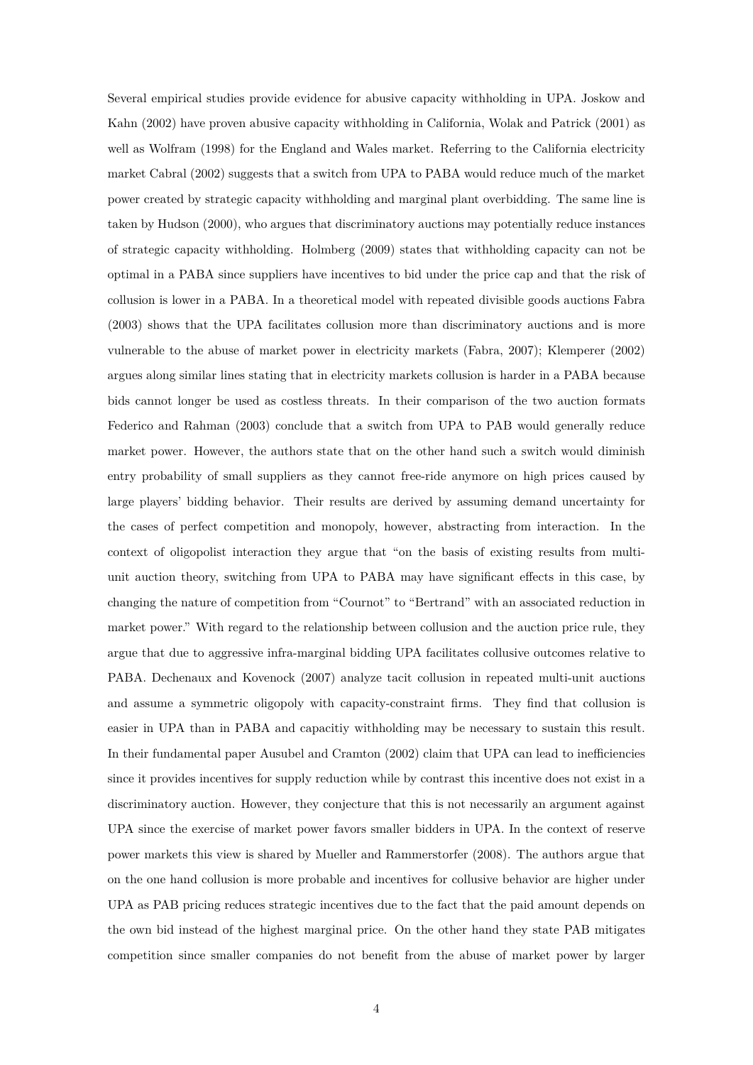Several empirical studies provide evidence for abusive capacity withholding in UPA. Joskow and Kahn (2002) have proven abusive capacity withholding in California, Wolak and Patrick (2001) as well as Wolfram (1998) for the England and Wales market. Referring to the California electricity market Cabral (2002) suggests that a switch from UPA to PABA would reduce much of the market power created by strategic capacity withholding and marginal plant overbidding. The same line is taken by Hudson (2000), who argues that discriminatory auctions may potentially reduce instances of strategic capacity withholding. Holmberg (2009) states that withholding capacity can not be optimal in a PABA since suppliers have incentives to bid under the price cap and that the risk of collusion is lower in a PABA. In a theoretical model with repeated divisible goods auctions Fabra (2003) shows that the UPA facilitates collusion more than discriminatory auctions and is more vulnerable to the abuse of market power in electricity markets (Fabra, 2007); Klemperer (2002) argues along similar lines stating that in electricity markets collusion is harder in a PABA because bids cannot longer be used as costless threats. In their comparison of the two auction formats Federico and Rahman (2003) conclude that a switch from UPA to PAB would generally reduce market power. However, the authors state that on the other hand such a switch would diminish entry probability of small suppliers as they cannot free-ride anymore on high prices caused by large players' bidding behavior. Their results are derived by assuming demand uncertainty for the cases of perfect competition and monopoly, however, abstracting from interaction. In the context of oligopolist interaction they argue that "on the basis of existing results from multi-unit auction theory, switching from UPA to PABA may have significant effects in this case, by changing the nature of competition from "Cournot" to "Bertrand" with an associated reduction in market power." With regard to the relationship between collusion and the auction price rule, they argue that due to aggressive infra-marginal bidding UPA facilitates collusive outcomes relative to PABA. Dechenaux and Kovenock (2007) analyze tacit collusion in repeated multi-unit auctions and assume a symmetric oligopoly with capacity-constraint firms. They find that collusion is easier in UPA than in PABA and capacitiy withholding may be necessary to sustain this result. In their fundamental paper Ausubel and Cramton (2002) claim that UPA can lead to inefficiencies since it provides incentives for supply reduction while by contrast this incentive does not exist in a discriminatory auction. However, they conjecture that this is not necessarily an argument against UPA since the exercise of market power favors smaller bidders in UPA. In the context of reserve power markets this view is shared by Mueller and Rammerstorfer (2008). The authors argue that on the one hand collusion is more probable and incentives for collusive behavior are higher under UPA as PAB pricing reduces strategic incentives due to the fact that the paid amount depends on the own bid instead of the highest marginal price. On the other hand they state PAB mitigates competition since smaller companies do not benefit from the abuse of market power by larger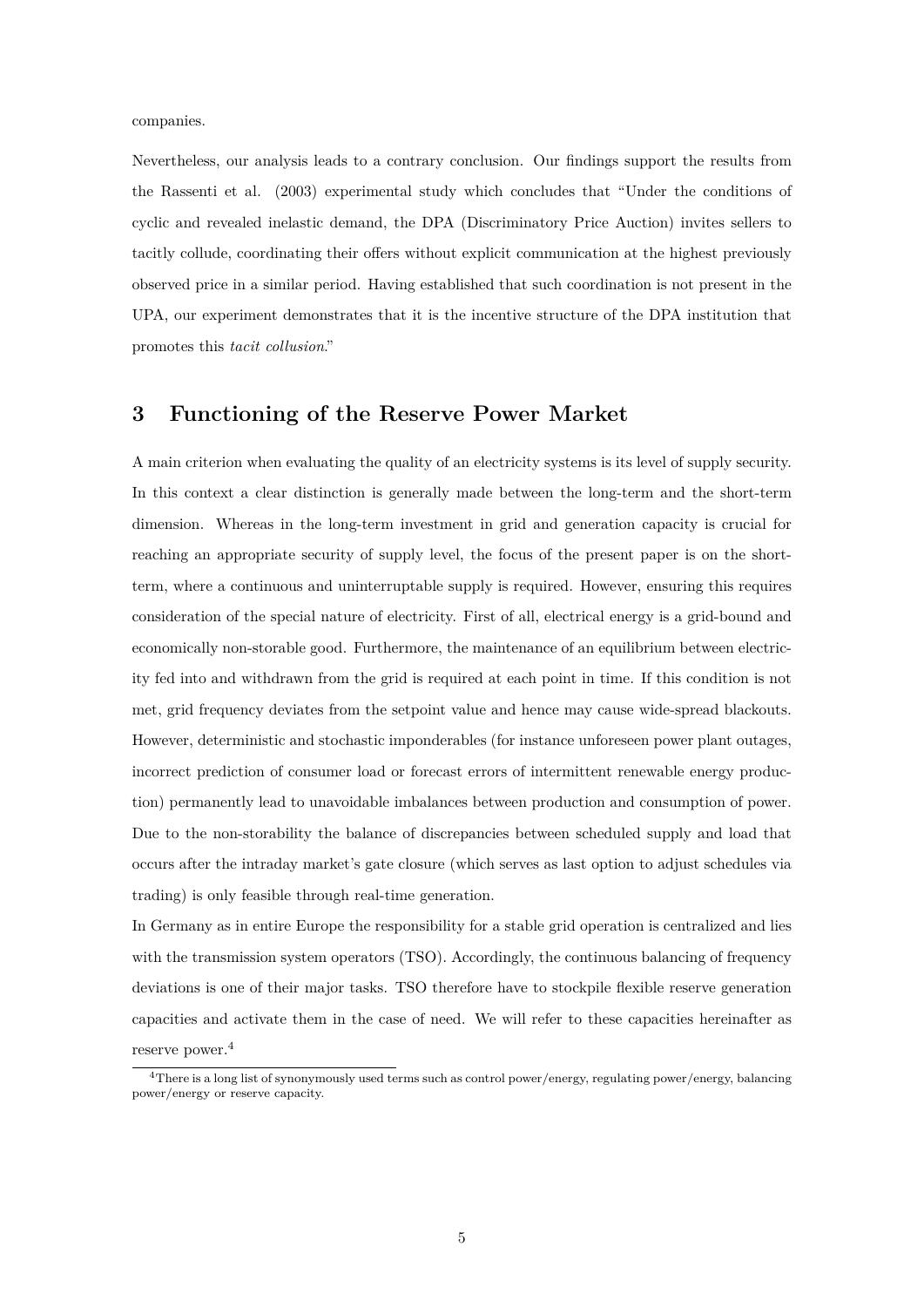companies.

Nevertheless, our analysis leads to a contrary conclusion. Our findings support the results from the Rassenti et al. (2003) experimental study which concludes that "Under the conditions of cyclic and revealed inelastic demand, the DPA (Discriminatory Price Auction) invites sellers to tacitly collude, coordinating their offers without explicit communication at the highest previously observed price in a similar period. Having established that such coordination is not present in the UPA, our experiment demonstrates that it is the incentive structure of the DPA institution that promotes this *tacit collusion*."

## 3 Functioning of the Reserve Power Market

A main criterion when evaluating the quality of an electricity systems is its level of supply security. In this context a clear distinction is generally made between the long-term and the short-term dimension. Whereas in the long-term investment in grid and generation capacity is crucial for reaching an appropriate security of supply level, the focus of the present paper is on the short-term, where a continuous and uninterruptable supply is required. However, ensuring this requires consideration of the special nature of electricity. First of all, electrical energy is a grid-bound and economically non-storable good. Furthermore, the maintenance of an equilibrium between electricity fed into and withdrawn from the grid is required at each point in time. If this condition is not met, grid frequency deviates from the setpoint value and hence may cause wide-spread blackouts. However, deterministic and stochastic imponderables (for instance unforeseen power plant outages, incorrect prediction of consumer load or forecast errors of intermittent renewable energy production) permanently lead to unavoidable imbalances between production and consumption of power. Due to the non-storability the balance of discrepancies between scheduled supply and load that occurs after the intraday market's gate closure (which serves as last option to adjust schedules via trading) is only feasible through real-time generation.

In Germany as in entire Europe the responsibility for a stable grid operation is centralized and lies with the transmission system operators (TSO). Accordingly, the continuous balancing of frequency deviations is one of their major tasks. TSO therefore have to stockpile flexible reserve generation capacities and activate them in the case of need. We will refer to these capacities hereinafter as reserve power.[4]

[4]There is a long list of synonymously used terms such as control power/energy, regulating power/energy, balancing power/energy or reserve capacity.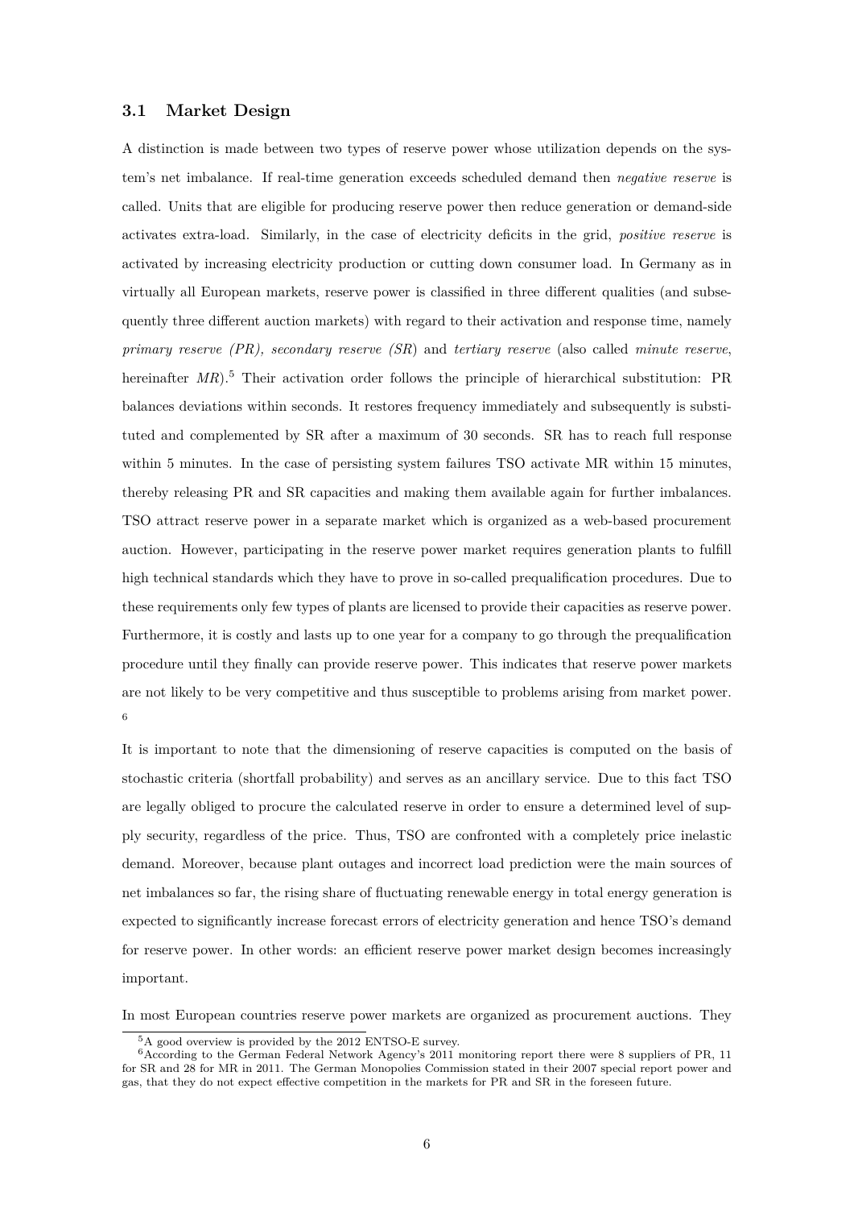### 3.1 Market Design

A distinction is made between two types of reserve power whose utilization depends on the system's net imbalance. If real-time generation exceeds scheduled demand then *negative reserve* is called. Units that are eligible for producing reserve power then reduce generation or demand-side activates extra-load. Similarly, in the case of electricity deficits in the grid, *positive reserve* is activated by increasing electricity production or cutting down consumer load. In Germany as in virtually all European markets, reserve power is classified in three different qualities (and subsequently three different auction markets) with regard to their activation and response time, namely *primary reserve (PR)*, *secondary reserve (SR)* and *tertiary reserve* (also called *minute reserve*, hereinafter *MR*).[5] Their activation order follows the principle of hierarchical substitution: PR balances deviations within seconds. It restores frequency immediately and subsequently is substituted and complemented by SR after a maximum of 30 seconds. SR has to reach full response within 5 minutes. In the case of persisting system failures TSO activate MR within 15 minutes, thereby releasing PR and SR capacities and making them available again for further imbalances. TSO attract reserve power in a separate market which is organized as a web-based procurement auction. However, participating in the reserve power market requires generation plants to fulfill high technical standards which they have to prove in so-called prequalification procedures. Due to these requirements only few types of plants are licensed to provide their capacities as reserve power. Furthermore, it is costly and lasts up to one year for a company to go through the prequalification procedure until they finally can provide reserve power. This indicates that reserve power markets are not likely to be very competitive and thus susceptible to problems arising from market power. [6]

It is important to note that the dimensioning of reserve capacities is computed on the basis of stochastic criteria (shortfall probability) and serves as an ancillary service. Due to this fact TSO are legally obliged to procure the calculated reserve in order to ensure a determined level of supply security, regardless of the price. Thus, TSO are confronted with a completely price inelastic demand. Moreover, because plant outages and incorrect load prediction were the main sources of net imbalances so far, the rising share of fluctuating renewable energy in total energy generation is expected to significantly increase forecast errors of electricity generation and hence TSO's demand for reserve power. In other words: an efficient reserve power market design becomes increasingly important.

In most European countries reserve power markets are organized as procurement auctions. They

[5] A good overview is provided by the 2012 ENTSO-E survey.

[6] According to the German Federal Network Agency's 2011 monitoring report there were 8 suppliers of PR, 11 for SR and 28 for MR in 2011. The German Monopolies Commission stated in their 2007 special report power and gas, that they do not expect effective competition in the markets for PR and SR in the foreseen future.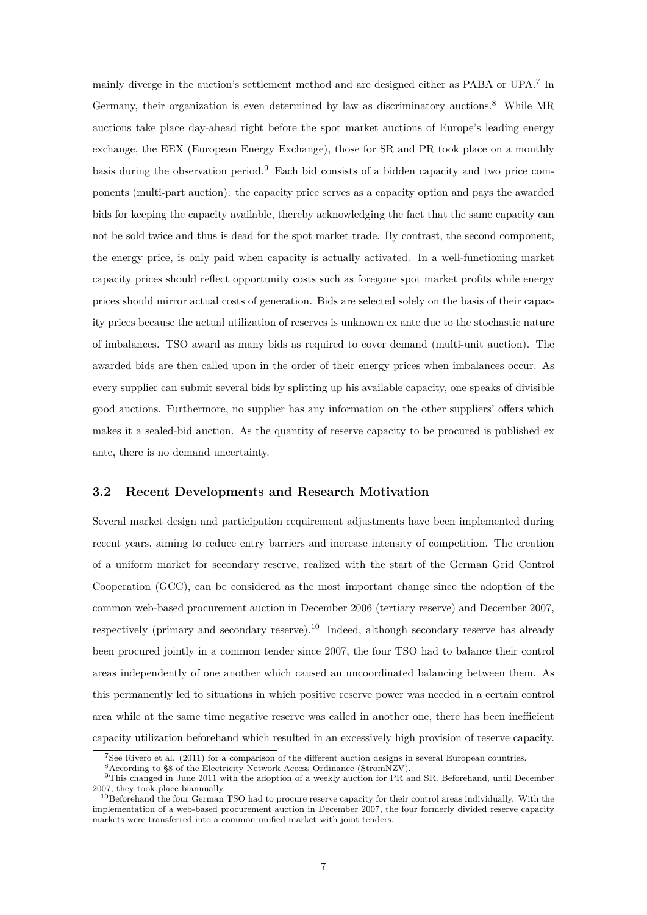mainly diverge in the auction's settlement method and are designed either as PABA or UPA.[7] In Germany, their organization is even determined by law as discriminatory auctions.[8] While MR auctions take place day-ahead right before the spot market auctions of Europe's leading energy exchange, the EEX (European Energy Exchange), those for SR and PR took place on a monthly basis during the observation period.[9] Each bid consists of a bidden capacity and two price components (multi-part auction): the capacity price serves as a capacity option and pays the awarded bids for keeping the capacity available, thereby acknowledging the fact that the same capacity can not be sold twice and thus is dead for the spot market trade. By contrast, the second component, the energy price, is only paid when capacity is actually activated. In a well-functioning market capacity prices should reflect opportunity costs such as foregone spot market profits while energy prices should mirror actual costs of generation. Bids are selected solely on the basis of their capacity prices because the actual utilization of reserves is unknown ex ante due to the stochastic nature of imbalances. TSO award as many bids as required to cover demand (multi-unit auction). The awarded bids are then called upon in the order of their energy prices when imbalances occur. As every supplier can submit several bids by splitting up his available capacity, one speaks of divisible good auctions. Furthermore, no supplier has any information on the other suppliers' offers which makes it a sealed-bid auction. As the quantity of reserve capacity to be procured is published ex ante, there is no demand uncertainty.

### 3.2 Recent Developments and Research Motivation

Several market design and participation requirement adjustments have been implemented during recent years, aiming to reduce entry barriers and increase intensity of competition. The creation of a uniform market for secondary reserve, realized with the start of the German Grid Control Cooperation (GCC), can be considered as the most important change since the adoption of the common web-based procurement auction in December 2006 (tertiary reserve) and December 2007, respectively (primary and secondary reserve).[10] Indeed, although secondary reserve has already been procured jointly in a common tender since 2007, the four TSO had to balance their control areas independently of one another which caused an uncoordinated balancing between them. As this permanently led to situations in which positive reserve power was needed in a certain control area while at the same time negative reserve was called in another one, there has been inefficient capacity utilization beforehand which resulted in an excessively high provision of reserve capacity.

[7] See Rivero et al. (2011) for a comparison of the different auction designs in several European countries.

[8] According to §8 of the Electricity Network Access Ordinance (StromNZV).

[9] This changed in June 2011 with the adoption of a weekly auction for PR and SR. Beforehand, until December 2007, they took place biannually.

[10] Beforehand the four German TSO had to procure reserve capacity for their control areas individually. With the implementation of a web-based procurement auction in December 2007, the four formerly divided reserve capacity markets were transferred into a common unified market with joint tenders.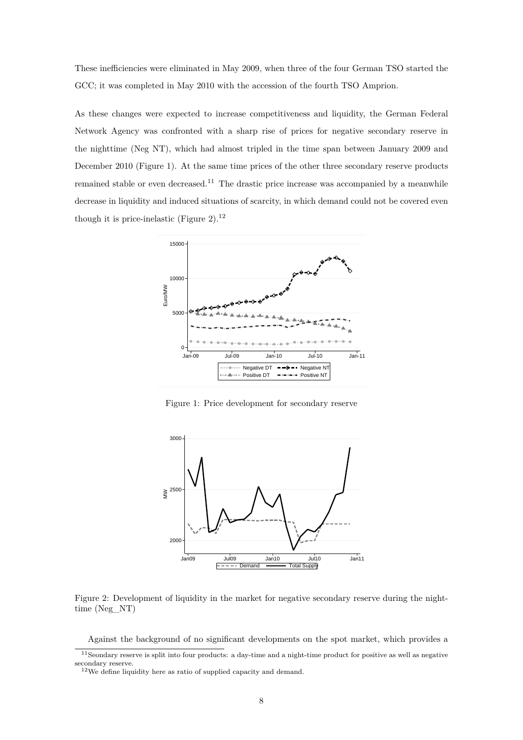These inefficiencies were eliminated in May 2009, when three of the four German TSO started the GCC; it was completed in May 2010 with the accession of the fourth TSO Amprion.

As these changes were expected to increase competitiveness and liquidity, the German Federal Network Agency was confronted with a sharp rise of prices for negative secondary reserve in the nighttime (Neg NT), which had almost tripled in the time span between January 2009 and December 2010 (Figure 1). At the same time prices of the other three secondary reserve products remained stable or even decreased.[11] The drastic price increase was accompanied by a meanwhile decrease in liquidity and induced situations of scarcity, in which demand could not be covered even though it is price-inelastic (Figure 2).[12]

Figure 1: Price development for secondary reserve

Figure 2: Development of liquidity in the market for negative secondary reserve during the nighttime (Neg_NT)

Against the background of no significant developments on the spot market, which provides a

[11] Seondary reserve is split into four products: a day-time and a night-time product for positive as well as negative secondary reserve.

[12] We define liquidity here as ratio of supplied capacity and demand.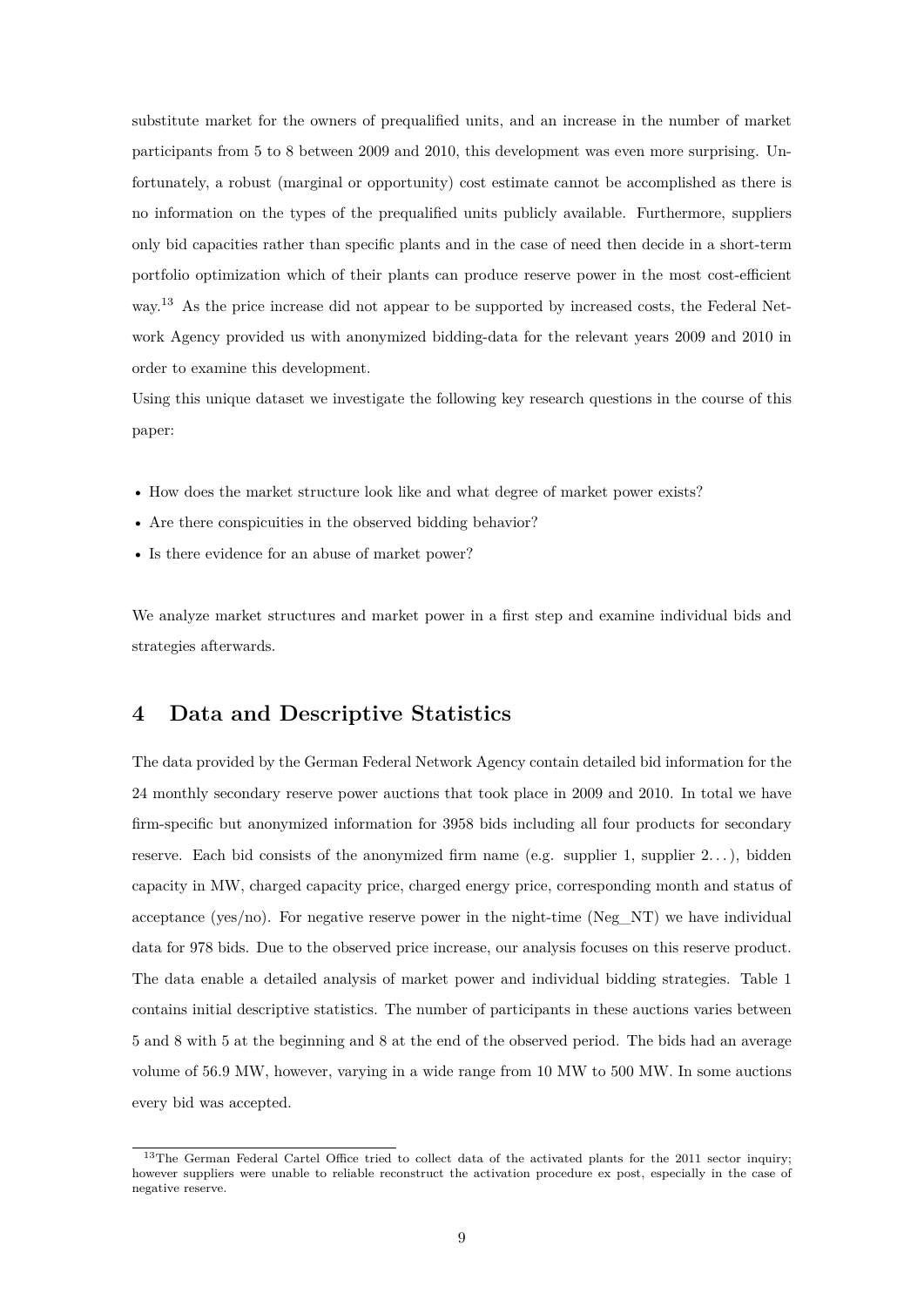substitute market for the owners of prequalified units, and an increase in the number of market participants from 5 to 8 between 2009 and 2010, this development was even more surprising. Unfortunately, a robust (marginal or opportunity) cost estimate cannot be accomplished as there is no information on the types of the prequalified units publicly available. Furthermore, suppliers only bid capacities rather than specific plants and in the case of need then decide in a short-term portfolio optimization which of their plants can produce reserve power in the most cost-efficient way.[13] As the price increase did not appear to be supported by increased costs, the Federal Network Agency provided us with anonymized bidding-data for the relevant years 2009 and 2010 in order to examine this development.

Using this unique dataset we investigate the following key research questions in the course of this paper:

- How does the market structure look like and what degree of market power exists?
- Are there conspicuities in the observed bidding behavior?
- Is there evidence for an abuse of market power?

We analyze market structures and market power in a first step and examine individual bids and strategies afterwards.

# 4 Data and Descriptive Statistics

The data provided by the German Federal Network Agency contain detailed bid information for the 24 monthly secondary reserve power auctions that took place in 2009 and 2010. In total we have firm-specific but anonymized information for 3958 bids including all four products for secondary reserve. Each bid consists of the anonymized firm name (e.g. supplier 1, supplier 2...), bidden capacity in MW, charged capacity price, charged energy price, corresponding month and status of acceptance (yes/no). For negative reserve power in the night-time (Neg_NT) we have individual data for 978 bids. Due to the observed price increase, our analysis focuses on this reserve product. The data enable a detailed analysis of market power and individual bidding strategies. Table 1 contains initial descriptive statistics. The number of participants in these auctions varies between 5 and 8 with 5 at the beginning and 8 at the end of the observed period. The bids had an average volume of 56.9 MW, however, varying in a wide range from 10 MW to 500 MW. In some auctions every bid was accepted.

[13] The German Federal Cartel Office tried to collect data of the activated plants for the 2011 sector inquiry; however suppliers were unable to reliable reconstruct the activation procedure ex post, especially in the case of negative reserve.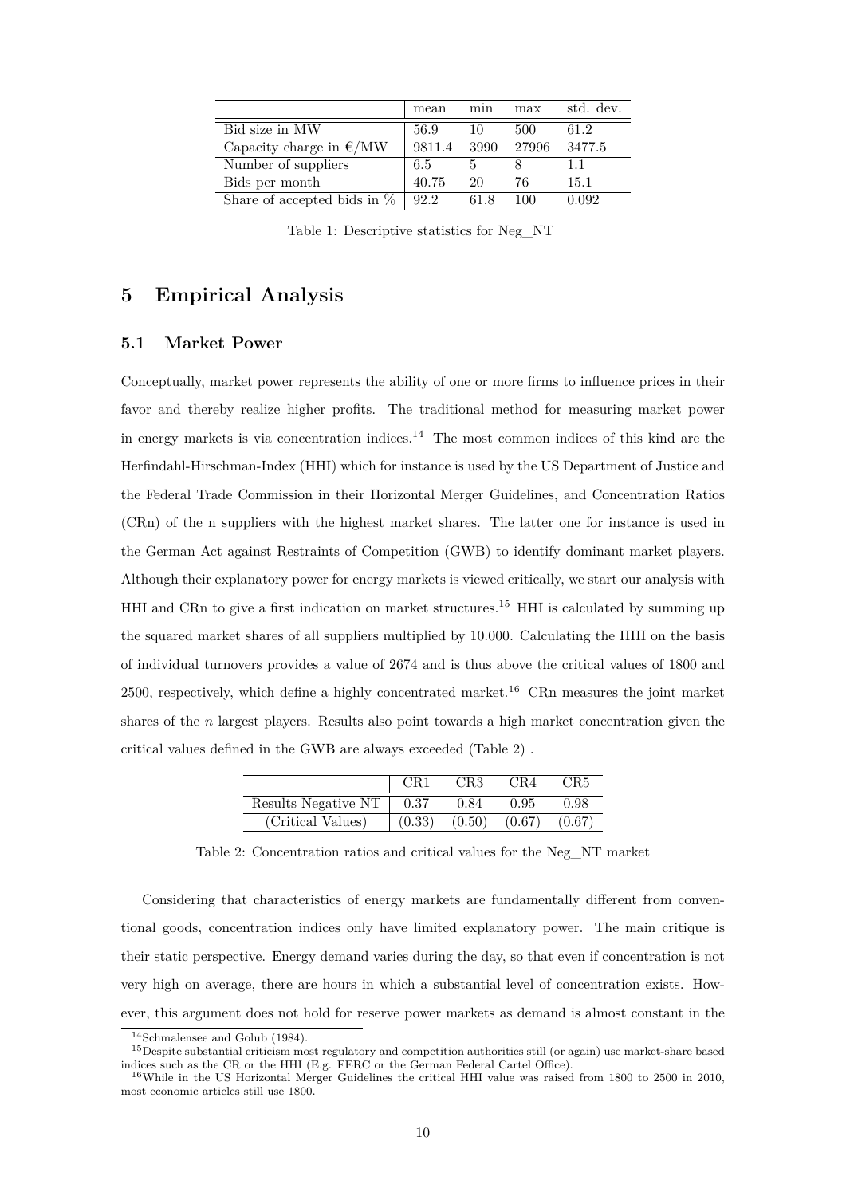|  | mean | min | max | std. dev. |
| --- | --- | --- | --- | --- |
| Bid size in MW | 56.9 | 10 | 500 | 61.2 |
| Capacity charge in €/MW | 9811.4 | 3990 | 27996 | 3477.5 |
| Number of suppliers | 6.5 | 5 | 8 | 1.1 |
| Bids per month | 40.75 | 20 | 76 | 15.1 |
| Share of accepted bids in % | 92.2 | 61.8 | 100 | 0.092 |

Table 1: Descriptive statistics for Neg_NT

# 5 Empirical Analysis

## 5.1 Market Power

Conceptually, market power represents the ability of one or more firms to influence prices in their favor and thereby realize higher profits. The traditional method for measuring market power in energy markets is via concentration indices.[14] The most common indices of this kind are the Herfindahl-Hirschman-Index (HHI) which for instance is used by the US Department of Justice and the Federal Trade Commission in their Horizontal Merger Guidelines, and Concentration Ratios (CRn) of the n suppliers with the highest market shares. The latter one for instance is used in the German Act against Restraints of Competition (GWB) to identify dominant market players. Although their explanatory power for energy markets is viewed critically, we start our analysis with HHI and CRn to give a first indication on market structures.[15] HHI is calculated by summing up the squared market shares of all suppliers multiplied by 10.000. Calculating the HHI on the basis of individual turnovers provides a value of 2674 and is thus above the critical values of 1800 and 2500, respectively, which define a highly concentrated market.[16] CRn measures the joint market shares of the $n$ largest players. Results also point towards a high market concentration given the critical values defined in the GWB are always exceeded (Table 2) .

|  | CR1 | CR3 | CR4 | CR5 |
| --- | --- | --- | --- | --- |
| Results Negative NT | 0.37 | 0.84 | 0.95 | 0.98 |
| (Critical Values) | (0.33) | (0.50) | (0.67) | (0.67) |

Table 2: Concentration ratios and critical values for the Neg_NT market

Considering that characteristics of energy markets are fundamentally different from conventional goods, concentration indices only have limited explanatory power. The main critique is their static perspective. Energy demand varies during the day, so that even if concentration is not very high on average, there are hours in which a substantial level of concentration exists. However, this argument does not hold for reserve power markets as demand is almost constant in the

[14] Schmalensee and Golub (1984).

[15] Despite substantial criticism most regulatory and competition authorities still (or again) use market-share based indices such as the CR or the HHI (E.g. FERC or the German Federal Cartel Office).

[16] While in the US Horizontal Merger Guidelines the critical HHI value was raised from 1800 to 2500 in 2010, most economic articles still use 1800.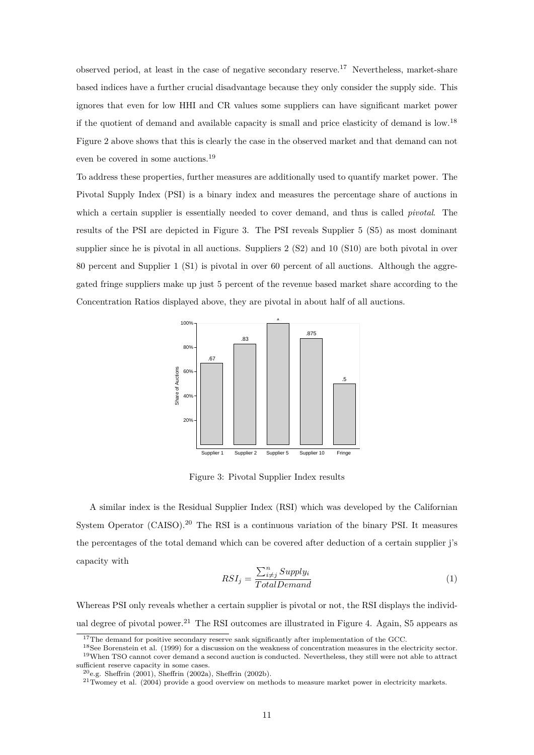observed period, at least in the case of negative secondary reserve.[17] Nevertheless, market-share based indices have a further crucial disadvantage because they only consider the supply side. This ignores that even for low HHI and CR values some suppliers can have significant market power if the quotient of demand and available capacity is small and price elasticity of demand is low.[18] Figure 2 above shows that this is clearly the case in the observed market and that demand can not even be covered in some auctions.[19]

To address these properties, further measures are additionally used to quantify market power. The Pivotal Supply Index (PSI) is a binary index and measures the percentage share of auctions in which a certain supplier is essentially needed to cover demand, and thus is called *pivotal*. The results of the PSI are depicted in Figure 3. The PSI reveals Supplier 5 (S5) as most dominant supplier since he is pivotal in all auctions. Suppliers 2 (S2) and 10 (S10) are both pivotal in over 80 percent and Supplier 1 (S1) is pivotal in over 60 percent of all auctions. Although the aggregated fringe suppliers make up just 5 percent of the revenue based market share according to the Concentration Ratios displayed above, they are pivotal in about half of all auctions.

| | Supplier 1 | Supplier 2 | Supplier 5 | Supplier 10 | Fringe |
|---|---|---|---|---|---|
| Share of Auctions | .67 | .83 | 1 | .875 | .5 |

Figure 3: Pivotal Supplier Index results

A similar index is the Residual Supplier Index (RSI) which was developed by the Californian System Operator (CAISO).[20] The RSI is a continuous variation of the binary PSI. It measures the percentages of the total demand which can be covered after deduction of a certain supplier j's capacity with

$$RSI_j = \frac{\sum_{i \neq j}^{n} Supply_i}{TotalDemand} \tag{1}$$

Whereas PSI only reveals whether a certain supplier is pivotal or not, the RSI displays the individual degree of pivotal power.[21] The RSI outcomes are illustrated in Figure 4. Again, S5 appears as

---

[17] The demand for positive secondary reserve sank significantly after implementation of the GCC.

[18] See Borenstein et al. (1999) for a discussion on the weakness of concentration measures in the electricity sector.

[19] When TSO cannot cover demand a second auction is conducted. Nevertheless, they still were not able to attract sufficient reserve capacity in some cases.

[20] e.g. Sheffrin (2001), Sheffrin (2002a), Sheffrin (2002b).

[21] Twomey et al. (2004) provide a good overview on methods to measure market power in electricity markets.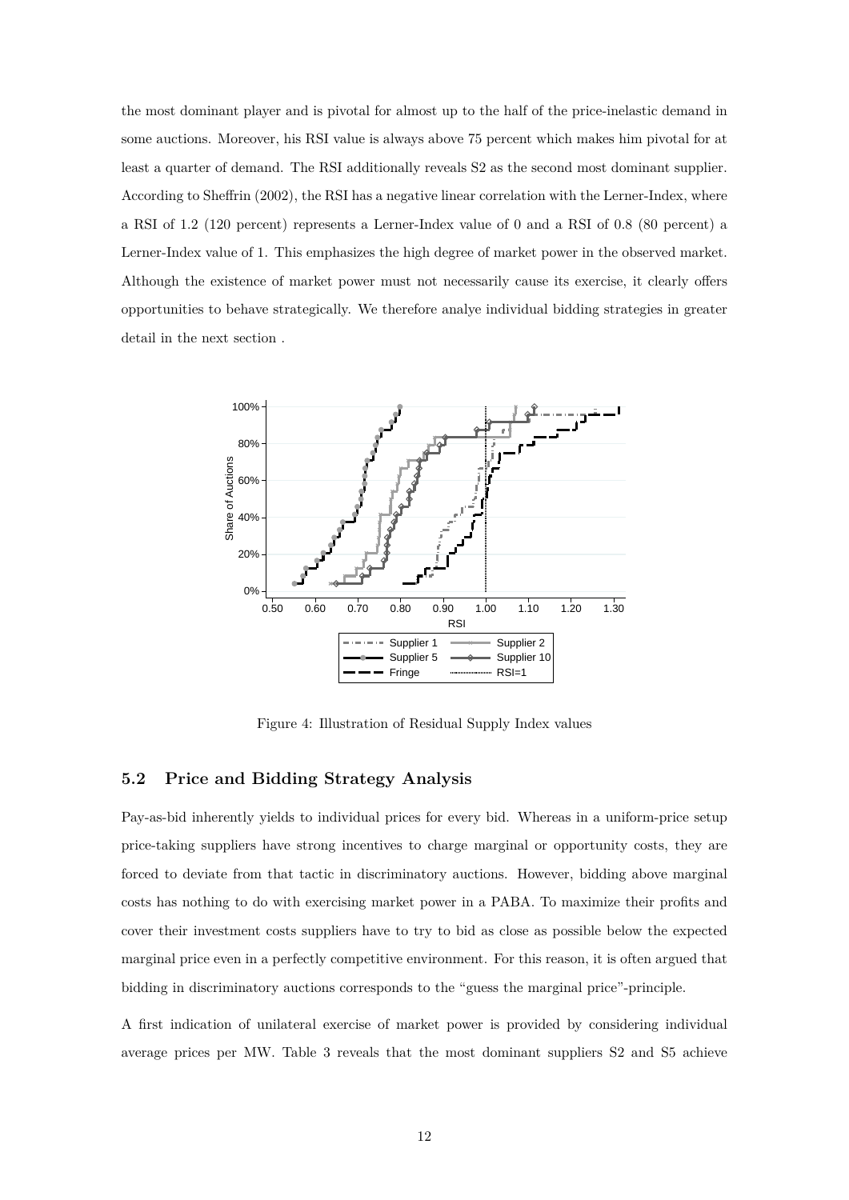the most dominant player and is pivotal for almost up to the half of the price-inelastic demand in some auctions. Moreover, his RSI value is always above 75 percent which makes him pivotal for at least a quarter of demand. The RSI additionally reveals S2 as the second most dominant supplier. According to Sheffrin (2002), the RSI has a negative linear correlation with the Lerner-Index, where a RSI of 1.2 (120 percent) represents a Lerner-Index value of 0 and a RSI of 0.8 (80 percent) a Lerner-Index value of 1. This emphasizes the high degree of market power in the observed market. Although the existence of market power must not necessarily cause its exercise, it clearly offers opportunities to behave strategically. We therefore analye individual bidding strategies in greater detail in the next section .

Figure 4: Illustration of Residual Supply Index values

## 5.2 Price and Bidding Strategy Analysis

Pay-as-bid inherently yields to individual prices for every bid. Whereas in a uniform-price setup price-taking suppliers have strong incentives to charge marginal or opportunity costs, they are forced to deviate from that tactic in discriminatory auctions. However, bidding above marginal costs has nothing to do with exercising market power in a PABA. To maximize their profits and cover their investment costs suppliers have to try to bid as close as possible below the expected marginal price even in a perfectly competitive environment. For this reason, it is often argued that bidding in discriminatory auctions corresponds to the "guess the marginal price"-principle.

A first indication of unilateral exercise of market power is provided by considering individual average prices per MW. Table 3 reveals that the most dominant suppliers S2 and S5 achieve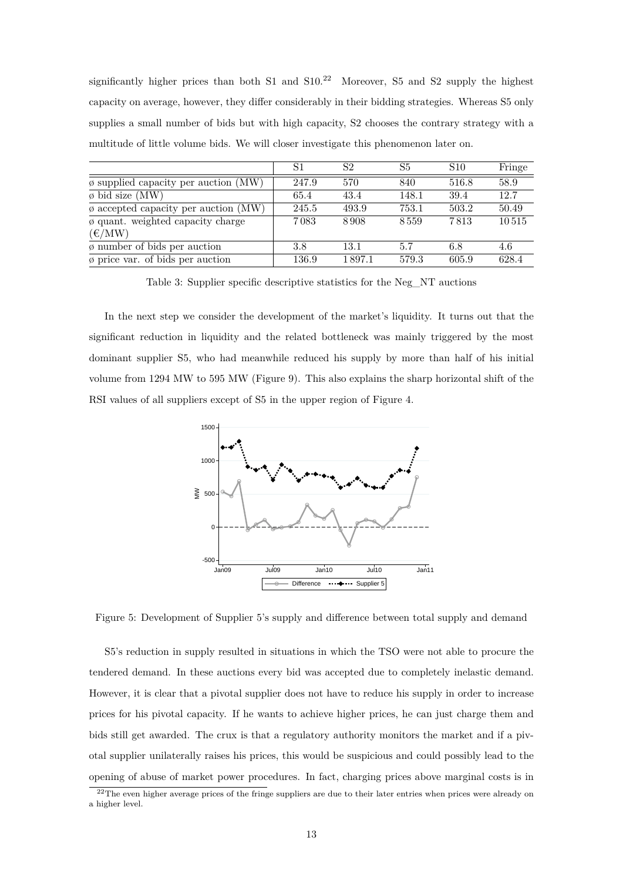significantly higher prices than both S1 and S10.[22] Moreover, S5 and S2 supply the highest capacity on average, however, they differ considerably in their bidding strategies. Whereas S5 only supplies a small number of bids but with high capacity, S2 chooses the contrary strategy with a multitude of little volume bids. We will closer investigate this phenomenon later on.

| | S1 | S2 | S5 | S10 | Fringe |
|---|---|---|---|---|---|
| ø supplied capacity per auction (MW) | 247.9 | 570 | 840 | 516.8 | 58.9 |
| ø bid size (MW) | 65.4 | 43.4 | 148.1 | 39.4 | 12.7 |
| ø accepted capacity per auction (MW) | 245.5 | 493.9 | 753.1 | 503.2 | 50.49 |
| ø quant. weighted capacity charge (€/MW) | 7083 | 8908 | 8559 | 7813 | 10515 |
| ø number of bids per auction | 3.8 | 13.1 | 5.7 | 6.8 | 4.6 |
| ø price var. of bids per auction | 136.9 | 1897.1 | 579.3 | 605.9 | 628.4 |

Table 3: Supplier specific descriptive statistics for the Neg_NT auctions

In the next step we consider the development of the market's liquidity. It turns out that the significant reduction in liquidity and the related bottleneck was mainly triggered by the most dominant supplier S5, who had meanwhile reduced his supply by more than half of his initial volume from 1294 MW to 595 MW (Figure 9). This also explains the sharp horizontal shift of the RSI values of all suppliers except of S5 in the upper region of Figure 4.

Figure 5: Development of Supplier 5's supply and difference between total supply and demand

S5's reduction in supply resulted in situations in which the TSO were not able to procure the tendered demand. In these auctions every bid was accepted due to completely inelastic demand. However, it is clear that a pivotal supplier does not have to reduce his supply in order to increase prices for his pivotal capacity. If he wants to achieve higher prices, he can just charge them and bids still get awarded. The crux is that a regulatory authority monitors the market and if a pivotal supplier unilaterally raises his prices, this would be suspicious and could possibly lead to the opening of abuse of market power procedures. In fact, charging prices above marginal costs is in

[22] The even higher average prices of the fringe suppliers are due to their later entries when prices were already on a higher level.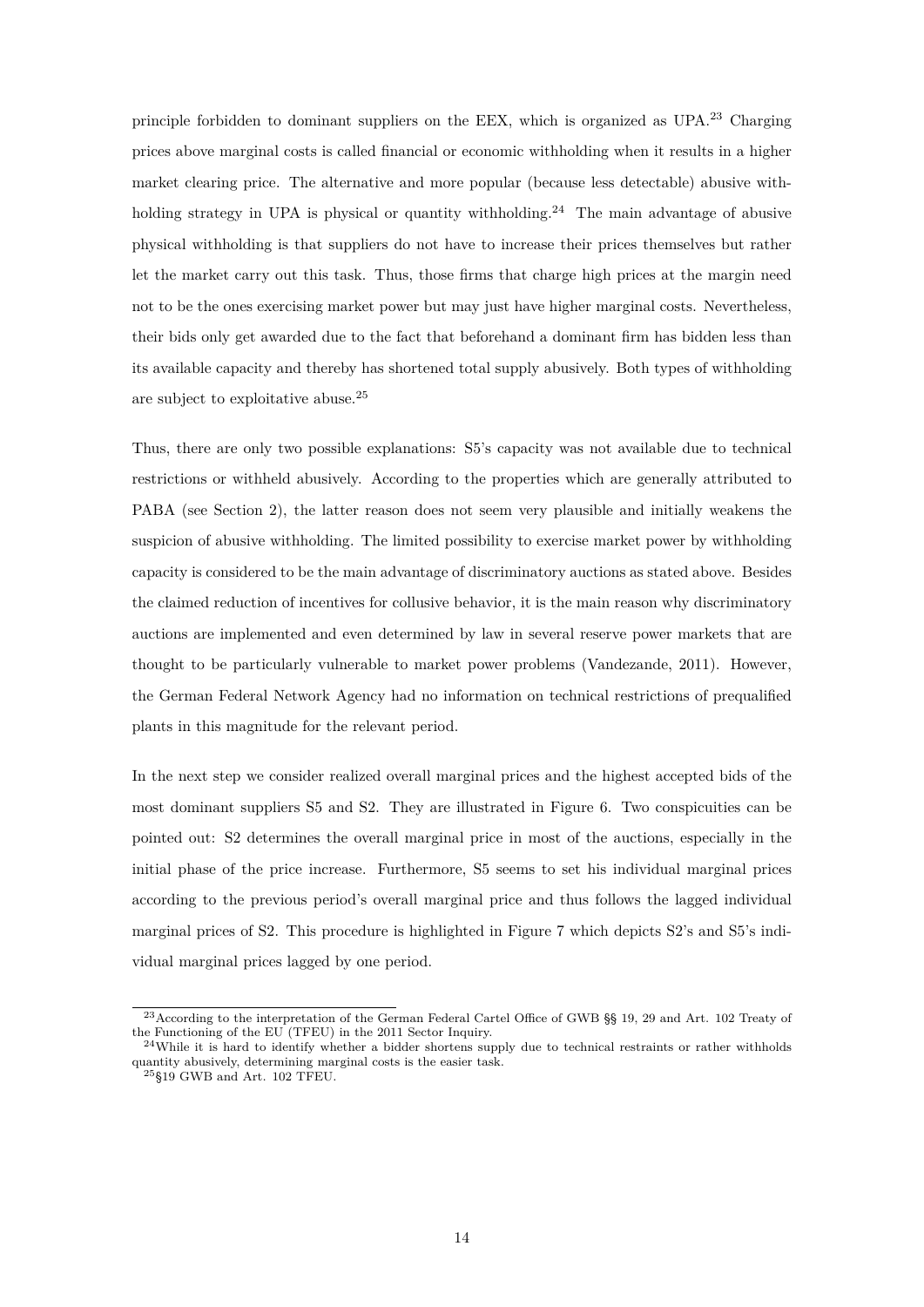principle forbidden to dominant suppliers on the EEX, which is organized as UPA.[23] Charging prices above marginal costs is called financial or economic withholding when it results in a higher market clearing price. The alternative and more popular (because less detectable) abusive withholding strategy in UPA is physical or quantity withholding.[24] The main advantage of abusive physical withholding is that suppliers do not have to increase their prices themselves but rather let the market carry out this task. Thus, those firms that charge high prices at the margin need not to be the ones exercising market power but may just have higher marginal costs. Nevertheless, their bids only get awarded due to the fact that beforehand a dominant firm has bidden less than its available capacity and thereby has shortened total supply abusively. Both types of withholding are subject to exploitative abuse.[25]

Thus, there are only two possible explanations: S5's capacity was not available due to technical restrictions or withheld abusively. According to the properties which are generally attributed to PABA (see Section 2), the latter reason does not seem very plausible and initially weakens the suspicion of abusive withholding. The limited possibility to exercise market power by withholding capacity is considered to be the main advantage of discriminatory auctions as stated above. Besides the claimed reduction of incentives for collusive behavior, it is the main reason why discriminatory auctions are implemented and even determined by law in several reserve power markets that are thought to be particularly vulnerable to market power problems (Vandezande, 2011). However, the German Federal Network Agency had no information on technical restrictions of prequalified plants in this magnitude for the relevant period.

In the next step we consider realized overall marginal prices and the highest accepted bids of the most dominant suppliers S5 and S2. They are illustrated in Figure 6. Two conspicuities can be pointed out: S2 determines the overall marginal price in most of the auctions, especially in the initial phase of the price increase. Furthermore, S5 seems to set his individual marginal prices according to the previous period's overall marginal price and thus follows the lagged individual marginal prices of S2. This procedure is highlighted in Figure 7 which depicts S2's and S5's individual marginal prices lagged by one period.

[23] According to the interpretation of the German Federal Cartel Office of GWB §§ 19, 29 and Art. 102 Treaty of the Functioning of the EU (TFEU) in the 2011 Sector Inquiry.

[24] While it is hard to identify whether a bidder shortens supply due to technical restraints or rather withholds quantity abusively, determining marginal costs is the easier task.

[25] §19 GWB and Art. 102 TFEU.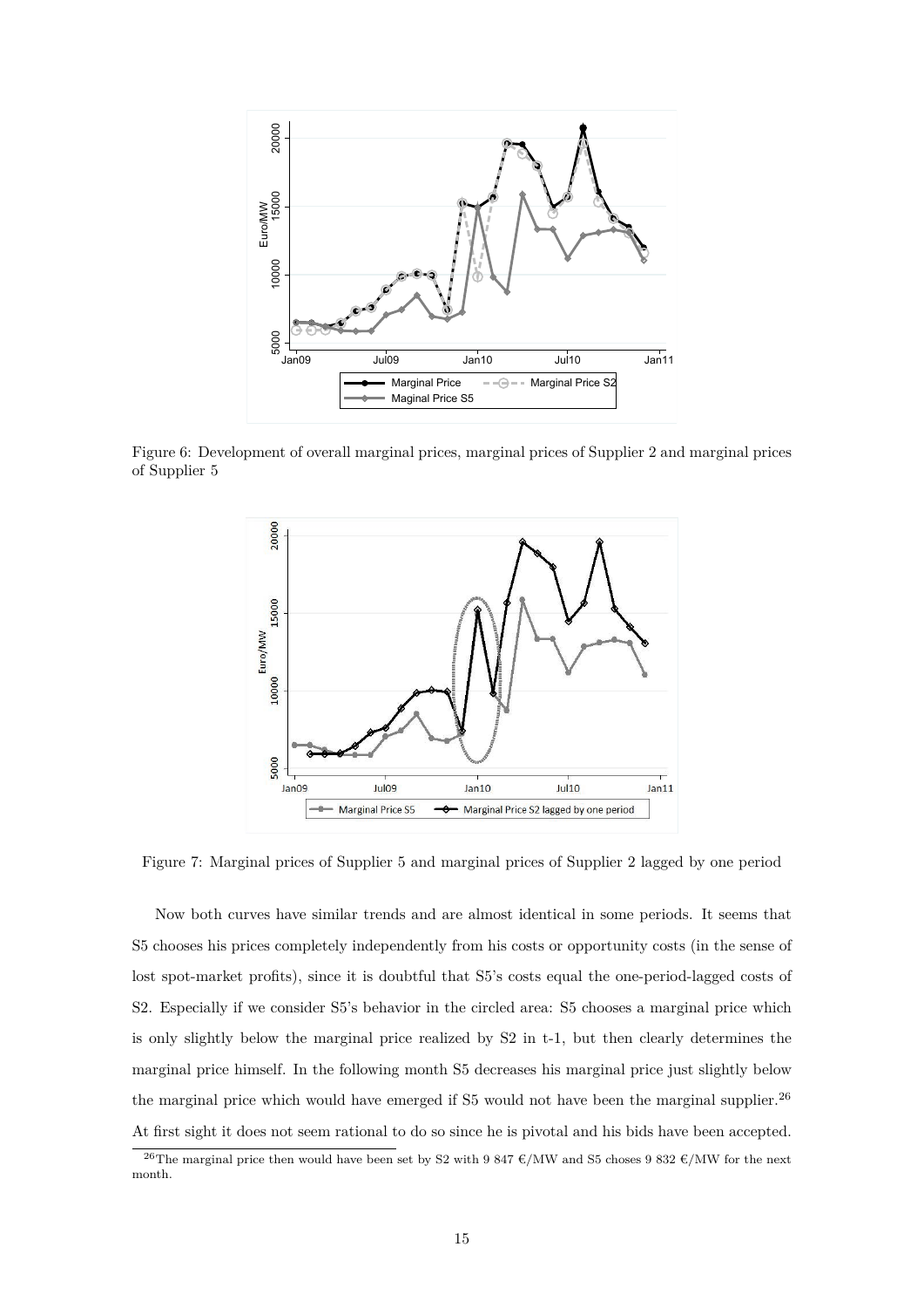Figure 6: Development of overall marginal prices, marginal prices of Supplier 2 and marginal prices of Supplier 5

Figure 7: Marginal prices of Supplier 5 and marginal prices of Supplier 2 lagged by one period

Now both curves have similar trends and are almost identical in some periods. It seems that S5 chooses his prices completely independently from his costs or opportunity costs (in the sense of lost spot-market profits), since it is doubtful that S5's costs equal the one-period-lagged costs of S2. Especially if we consider S5's behavior in the circled area: S5 chooses a marginal price which is only slightly below the marginal price realized by S2 in t-1, but then clearly determines the marginal price himself. In the following month S5 decreases his marginal price just slightly below the marginal price which would have emerged if S5 would not have been the marginal supplier.[26] At first sight it does not seem rational to do so since he is pivotal and his bids have been accepted.

[26] The marginal price then would have been set by S2 with 9 847 €/MW and S5 choses 9 832 €/MW for the next month.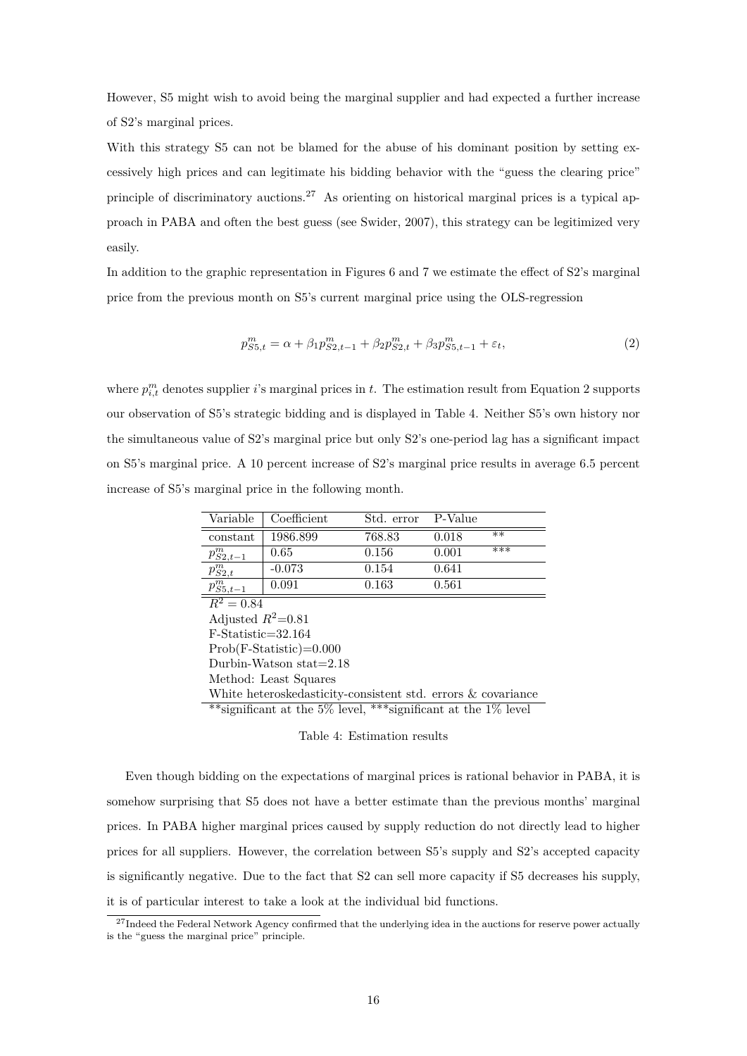However, S5 might wish to avoid being the marginal supplier and had expected a further increase of S2's marginal prices.

With this strategy S5 can not be blamed for the abuse of his dominant position by setting excessively high prices and can legitimate his bidding behavior with the "guess the clearing price" principle of discriminatory auctions.[27] As orienting on historical marginal prices is a typical approach in PABA and often the best guess (see Swider, 2007), this strategy can be legitimized very easily.

In addition to the graphic representation in Figures 6 and 7 we estimate the effect of S2's marginal price from the previous month on S5's current marginal price using the OLS-regression

$$p^m_{S5,t} = \alpha + \beta_1 p^m_{S2,t-1} + \beta_2 p^m_{S2,t} + \beta_3 p^m_{S5,t-1} + \varepsilon_t, \tag{2}$$

where $p^m_{i,t}$ denotes supplier $i$'s marginal prices in $t$. The estimation result from Equation 2 supports our observation of S5's strategic bidding and is displayed in Table 4. Neither S5's own history nor the simultaneous value of S2's marginal price but only S2's one-period lag has a significant impact on S5's marginal price. A 10 percent increase of S2's marginal price results in average 6.5 percent increase of S5's marginal price in the following month.

| Variable | Coefficient | Std. error | P-Value | |
|---|---|---|---|---|
| constant | 1986.899 | 768.83 | 0.018 | ** |
| $p^m_{S2,t-1}$ | 0.65 | 0.156 | 0.001 | *** |
| $p^m_{S2,t}$ | -0.073 | 0.154 | 0.641 | |
| $p^m_{S5,t-1}$ | 0.091 | 0.163 | 0.561 | |

$R^2 = 0.84$
Adjusted $R^2$=0.81
F-Statistic=32.164
Prob(F-Statistic)=0.000
Durbin-Watson stat=2.18
Method: Least Squares
White heteroskedasticity-consistent std. errors & covariance

**significant at the 5% level, ***significant at the 1% level

Table 4: Estimation results

Even though bidding on the expectations of marginal prices is rational behavior in PABA, it is somehow surprising that S5 does not have a better estimate than the previous months' marginal prices. In PABA higher marginal prices caused by supply reduction do not directly lead to higher prices for all suppliers. However, the correlation between S5's supply and S2's accepted capacity is significantly negative. Due to the fact that S2 can sell more capacity if S5 decreases his supply, it is of particular interest to take a look at the individual bid functions.

[27] Indeed the Federal Network Agency confirmed that the underlying idea in the auctions for reserve power actually is the "guess the marginal price" principle.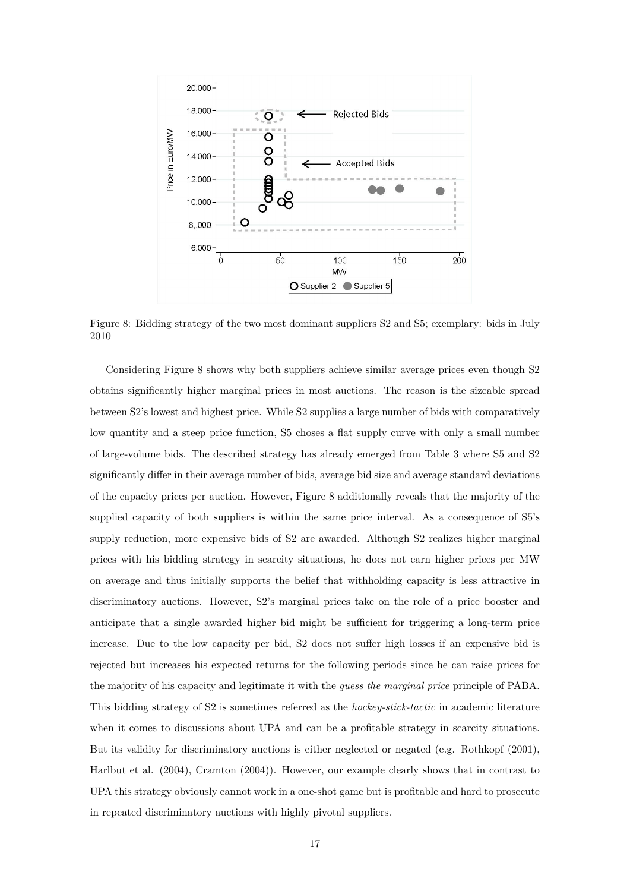Figure 8: Bidding strategy of the two most dominant suppliers S2 and S5; exemplary: bids in July 2010

Considering Figure 8 shows why both suppliers achieve similar average prices even though S2 obtains significantly higher marginal prices in most auctions. The reason is the sizeable spread between S2's lowest and highest price. While S2 supplies a large number of bids with comparatively low quantity and a steep price function, S5 choses a flat supply curve with only a small number of large-volume bids. The described strategy has already emerged from Table 3 where S5 and S2 significantly differ in their average number of bids, average bid size and average standard deviations of the capacity prices per auction. However, Figure 8 additionally reveals that the majority of the supplied capacity of both suppliers is within the same price interval. As a consequence of S5's supply reduction, more expensive bids of S2 are awarded. Although S2 realizes higher marginal prices with his bidding strategy in scarcity situations, he does not earn higher prices per MW on average and thus initially supports the belief that withholding capacity is less attractive in discriminatory auctions. However, S2's marginal prices take on the role of a price booster and anticipate that a single awarded higher bid might be sufficient for triggering a long-term price increase. Due to the low capacity per bid, S2 does not suffer high losses if an expensive bid is rejected but increases his expected returns for the following periods since he can raise prices for the majority of his capacity and legitimate it with the *guess the marginal price* principle of PABA. This bidding strategy of S2 is sometimes referred as the *hockey-stick-tactic* in academic literature when it comes to discussions about UPA and can be a profitable strategy in scarcity situations. But its validity for discriminatory auctions is either neglected or negated (e.g. Rothkopf (2001), Harlbut et al. (2004), Cramton (2004)). However, our example clearly shows that in contrast to UPA this strategy obviously cannot work in a one-shot game but is profitable and hard to prosecute in repeated discriminatory auctions with highly pivotal suppliers.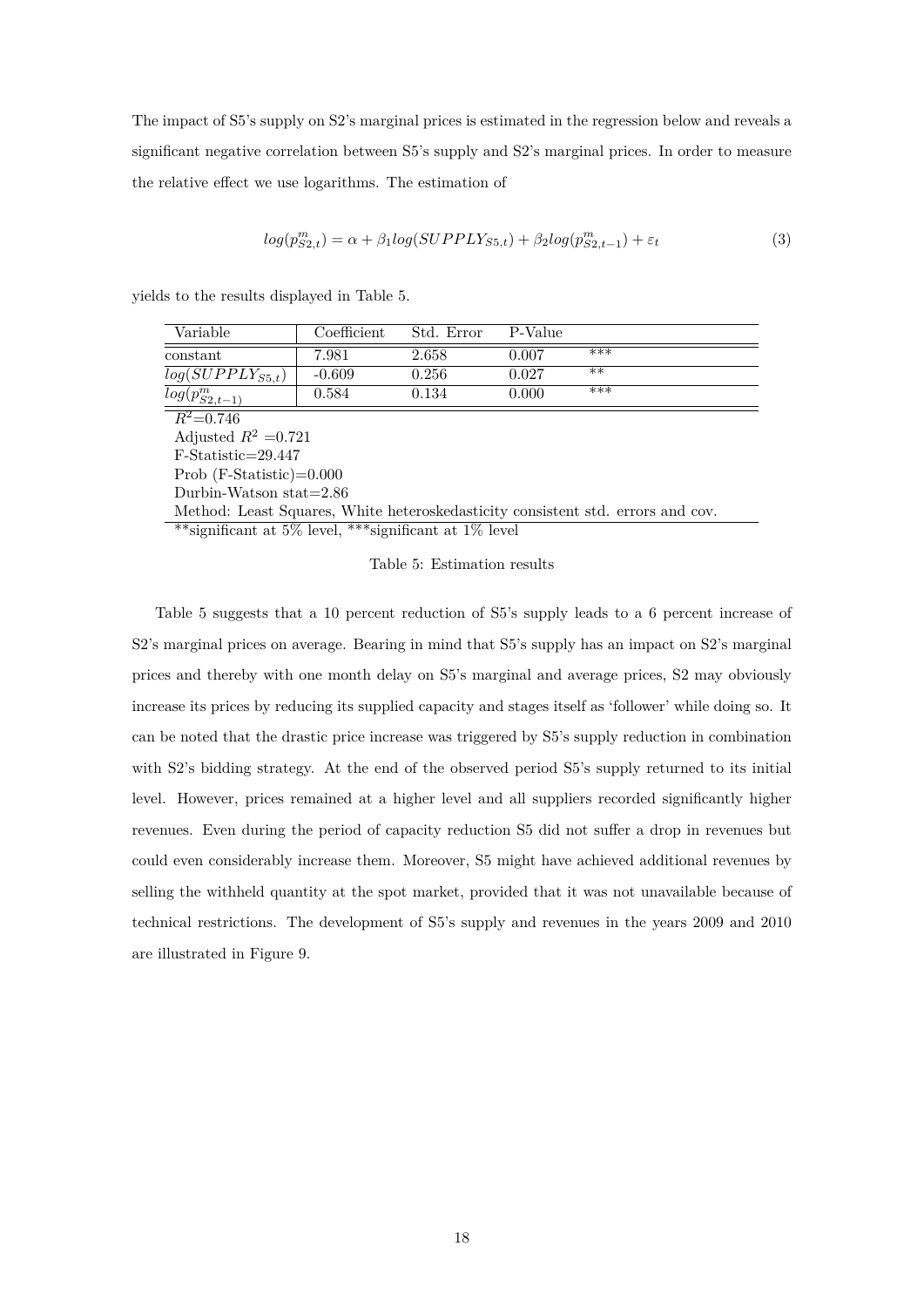The impact of S5's supply on S2's marginal prices is estimated in the regression below and reveals a significant negative correlation between S5's supply and S2's marginal prices. In order to measure the relative effect we use logarithms. The estimation of

$$log(p^{m}_{S2,t}) = \alpha + \beta_1 log(SUPPLY_{S5,t}) + \beta_2 log(p^{m}_{S2,t-1}) + \varepsilon_t \tag{3}$$

yields to the results displayed in Table 5.

| Variable | Coefficient | Std. Error | P-Value | |
|---|---|---|---|---|
| constant | 7.981 | 2.658 | 0.007 | *** |
| $log(SUPPLY_{S5,t})$ | -0.609 | 0.256 | 0.027 | ** |
| $log(p^{m}_{S2,t-1})$ | 0.584 | 0.134 | 0.000 | *** |

$R^2$=0.746
Adjusted $R^2$ =0.721
F-Statistic=29.447
Prob (F-Statistic)=0.000
Durbin-Watson stat=2.86
Method: Least Squares, White heteroskedasticity consistent std. errors and cov.
**significant at 5% level, ***significant at 1% level

Table 5: Estimation results

Table 5 suggests that a 10 percent reduction of S5's supply leads to a 6 percent increase of S2's marginal prices on average. Bearing in mind that S5's supply has an impact on S2's marginal prices and thereby with one month delay on S5's marginal and average prices, S2 may obviously increase its prices by reducing its supplied capacity and stages itself as 'follower' while doing so. It can be noted that the drastic price increase was triggered by S5's supply reduction in combination with S2's bidding strategy. At the end of the observed period S5's supply returned to its initial level. However, prices remained at a higher level and all suppliers recorded significantly higher revenues. Even during the period of capacity reduction S5 did not suffer a drop in revenues but could even considerably increase them. Moreover, S5 might have achieved additional revenues by selling the withheld quantity at the spot market, provided that it was not unavailable because of technical restrictions. The development of S5's supply and revenues in the years 2009 and 2010 are illustrated in Figure 9.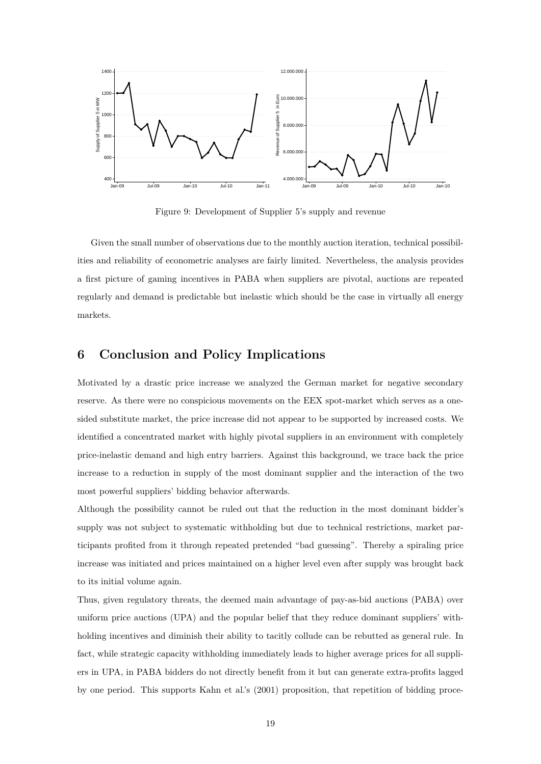Figure 9: Development of Supplier 5's supply and revenue

Given the small number of observations due to the monthly auction iteration, technical possibilities and reliability of econometric analyses are fairly limited. Nevertheless, the analysis provides a first picture of gaming incentives in PABA when suppliers are pivotal, auctions are repeated regularly and demand is predictable but inelastic which should be the case in virtually all energy markets.

## 6 Conclusion and Policy Implications

Motivated by a drastic price increase we analyzed the German market for negative secondary reserve. As there were no conspicious movements on the EEX spot-market which serves as a one-sided substitute market, the price increase did not appear to be supported by increased costs. We identified a concentrated market with highly pivotal suppliers in an environment with completely price-inelastic demand and high entry barriers. Against this background, we trace back the price increase to a reduction in supply of the most dominant supplier and the interaction of the two most powerful suppliers' bidding behavior afterwards.

Although the possibility cannot be ruled out that the reduction in the most dominant bidder's supply was not subject to systematic withholding but due to technical restrictions, market participants profited from it through repeated pretended "bad guessing". Thereby a spiraling price increase was initiated and prices maintained on a higher level even after supply was brought back to its initial volume again.

Thus, given regulatory threats, the deemed main advantage of pay-as-bid auctions (PABA) over uniform price auctions (UPA) and the popular belief that they reduce dominant suppliers' withholding incentives and diminish their ability to tacitly collude can be rebutted as general rule. In fact, while strategic capacity withholding immediately leads to higher average prices for all suppliers in UPA, in PABA bidders do not directly benefit from it but can generate extra-profits lagged by one period. This supports Kahn et al.'s (2001) proposition, that repetition of bidding proce-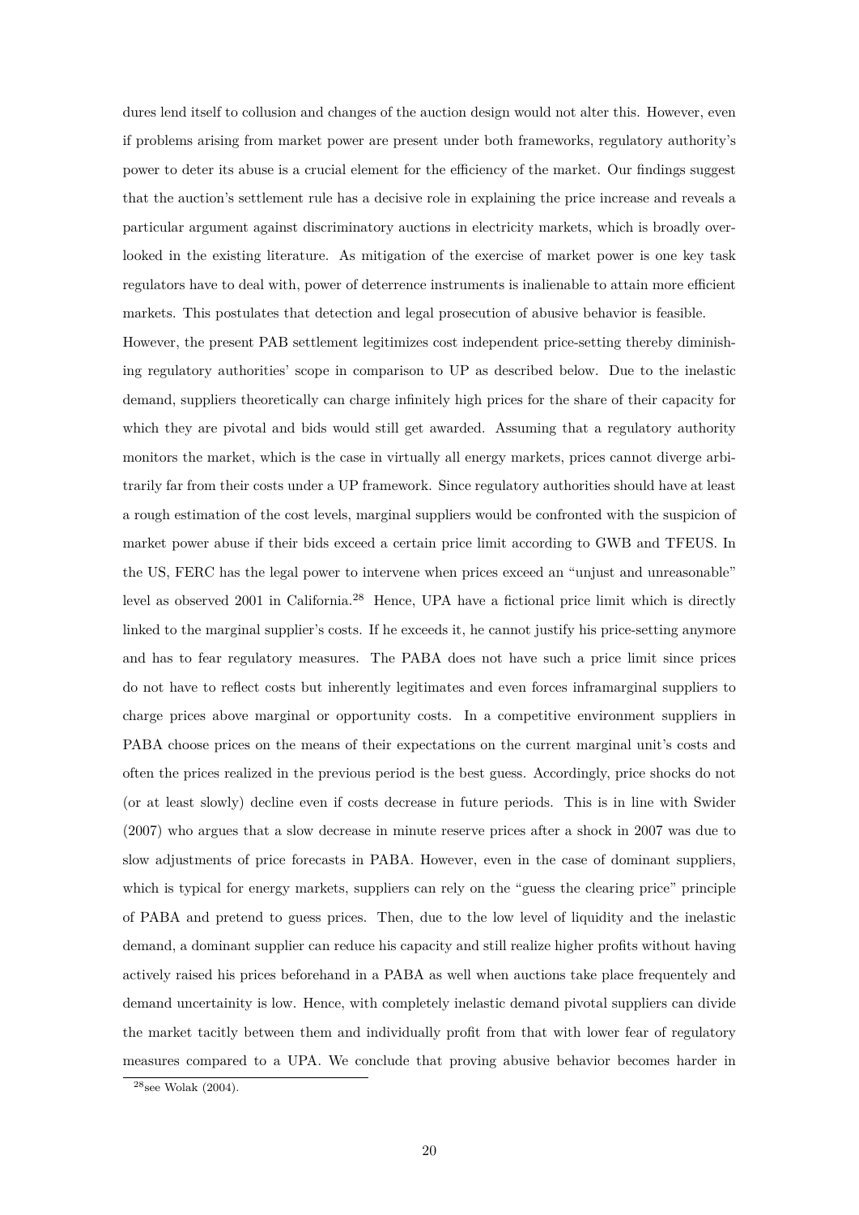dures lend itself to collusion and changes of the auction design would not alter this. However, even if problems arising from market power are present under both frameworks, regulatory authority's power to deter its abuse is a crucial element for the efficiency of the market. Our findings suggest that the auction's settlement rule has a decisive role in explaining the price increase and reveals a particular argument against discriminatory auctions in electricity markets, which is broadly overlooked in the existing literature. As mitigation of the exercise of market power is one key task regulators have to deal with, power of deterrence instruments is inalienable to attain more efficient markets. This postulates that detection and legal prosecution of abusive behavior is feasible.

However, the present PAB settlement legitimizes cost independent price-setting thereby diminishing regulatory authorities' scope in comparison to UP as described below. Due to the inelastic demand, suppliers theoretically can charge infinitely high prices for the share of their capacity for which they are pivotal and bids would still get awarded. Assuming that a regulatory authority monitors the market, which is the case in virtually all energy markets, prices cannot diverge arbitrarily far from their costs under a UP framework. Since regulatory authorities should have at least a rough estimation of the cost levels, marginal suppliers would be confronted with the suspicion of market power abuse if their bids exceed a certain price limit according to GWB and TFEUS. In the US, FERC has the legal power to intervene when prices exceed an "unjust and unreasonable" level as observed 2001 in California.[28] Hence, UPA have a fictional price limit which is directly linked to the marginal supplier's costs. If he exceeds it, he cannot justify his price-setting anymore and has to fear regulatory measures. The PABA does not have such a price limit since prices do not have to reflect costs but inherently legitimates and even forces inframarginal suppliers to charge prices above marginal or opportunity costs. In a competitive environment suppliers in PABA choose prices on the means of their expectations on the current marginal unit's costs and often the prices realized in the previous period is the best guess. Accordingly, price shocks do not (or at least slowly) decline even if costs decrease in future periods. This is in line with Swider (2007) who argues that a slow decrease in minute reserve prices after a shock in 2007 was due to slow adjustments of price forecasts in PABA. However, even in the case of dominant suppliers, which is typical for energy markets, suppliers can rely on the "guess the clearing price" principle of PABA and pretend to guess prices. Then, due to the low level of liquidity and the inelastic demand, a dominant supplier can reduce his capacity and still realize higher profits without having actively raised his prices beforehand in a PABA as well when auctions take place frequentely and demand uncertainity is low. Hence, with completely inelastic demand pivotal suppliers can divide the market tacitly between them and individually profit from that with lower fear of regulatory measures compared to a UPA. We conclude that proving abusive behavior becomes harder in

[28] see Wolak (2004).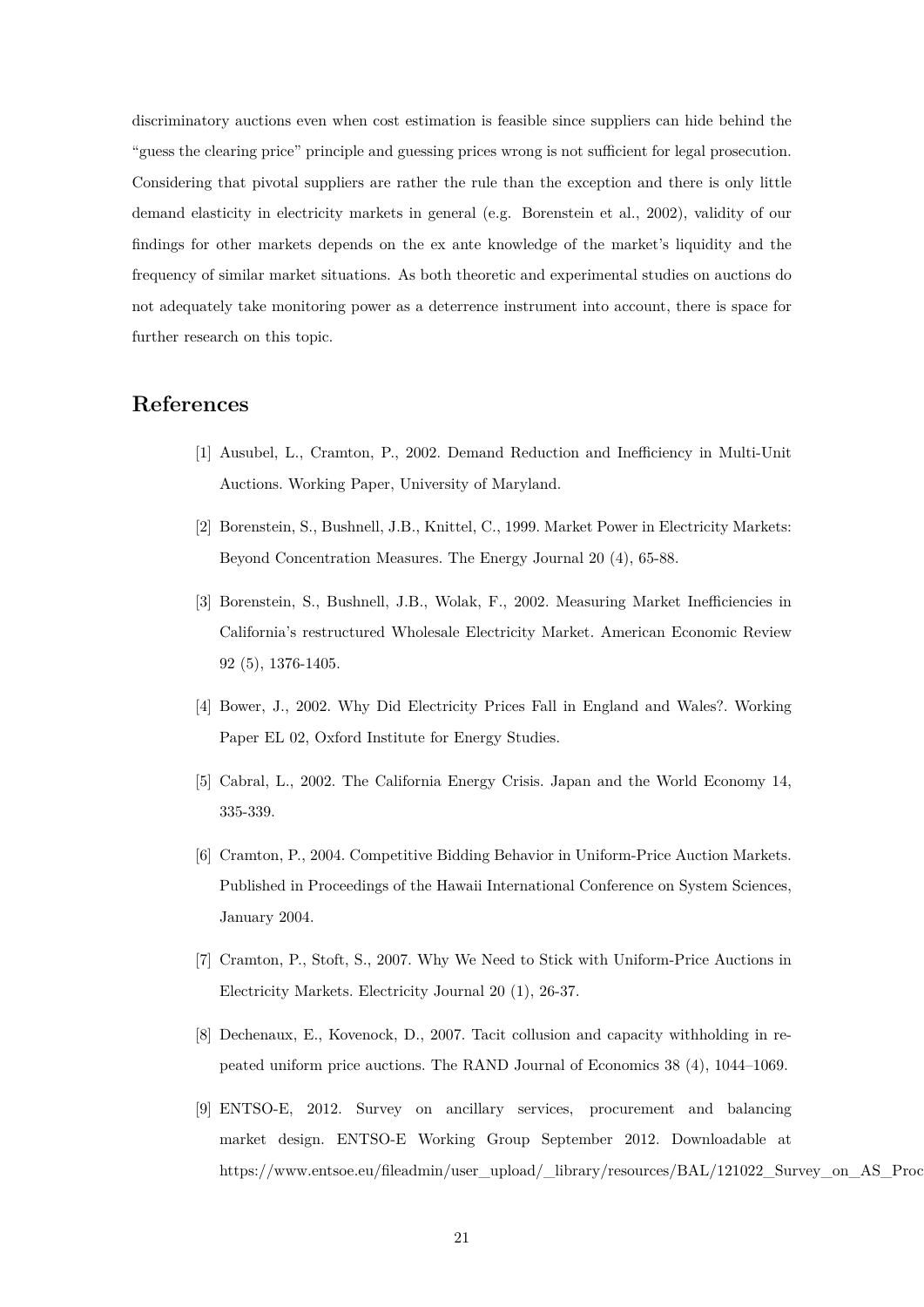discriminatory auctions even when cost estimation is feasible since suppliers can hide behind the "guess the clearing price" principle and guessing prices wrong is not sufficient for legal prosecution. Considering that pivotal suppliers are rather the rule than the exception and there is only little demand elasticity in electricity markets in general (e.g. Borenstein et al., 2002), validity of our findings for other markets depends on the ex ante knowledge of the market's liquidity and the frequency of similar market situations. As both theoretic and experimental studies on auctions do not adequately take monitoring power as a deterrence instrument into account, there is space for further research on this topic.

## References

[1] Ausubel, L., Cramton, P., 2002. Demand Reduction and Inefficiency in Multi-Unit Auctions. Working Paper, University of Maryland.

[2] Borenstein, S., Bushnell, J.B., Knittel, C., 1999. Market Power in Electricity Markets: Beyond Concentration Measures. The Energy Journal 20 (4), 65-88.

[3] Borenstein, S., Bushnell, J.B., Wolak, F., 2002. Measuring Market Inefficiencies in California's restructured Wholesale Electricity Market. American Economic Review 92 (5), 1376-1405.

[4] Bower, J., 2002. Why Did Electricity Prices Fall in England and Wales?. Working Paper EL 02, Oxford Institute for Energy Studies.

[5] Cabral, L., 2002. The California Energy Crisis. Japan and the World Economy 14, 335-339.

[6] Cramton, P., 2004. Competitive Bidding Behavior in Uniform-Price Auction Markets. Published in Proceedings of the Hawaii International Conference on System Sciences, January 2004.

[7] Cramton, P., Stoft, S., 2007. Why We Need to Stick with Uniform-Price Auctions in Electricity Markets. Electricity Journal 20 (1), 26-37.

[8] Dechenaux, E., Kovenock, D., 2007. Tacit collusion and capacity withholding in repeated uniform price auctions. The RAND Journal of Economics 38 (4), 1044–1069.

[9] ENTSO-E, 2012. Survey on ancillary services, procurement and balancing market design. ENTSO-E Working Group September 2012. Downloadable at https://www.entsoe.eu/fileadmin/user_upload/_library/resources/BAL/121022_Survey_on_AS_Proc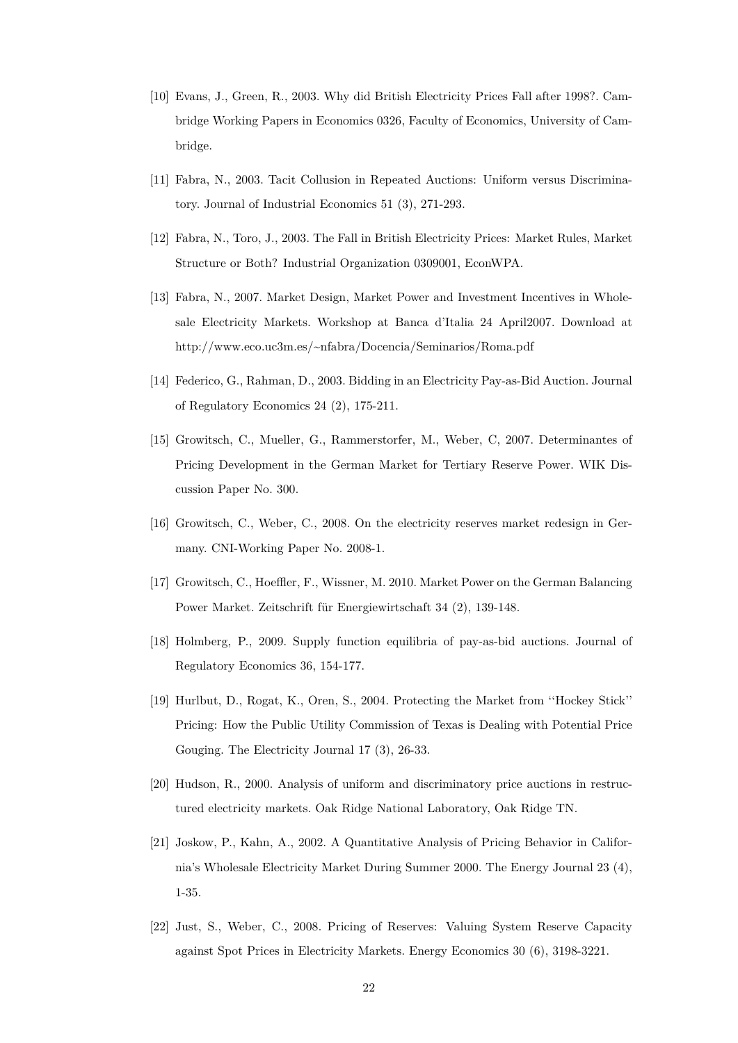[10] Evans, J., Green, R., 2003. Why did British Electricity Prices Fall after 1998?. Cambridge Working Papers in Economics 0326, Faculty of Economics, University of Cambridge.

[11] Fabra, N., 2003. Tacit Collusion in Repeated Auctions: Uniform versus Discriminatory. Journal of Industrial Economics 51 (3), 271-293.

[12] Fabra, N., Toro, J., 2003. The Fall in British Electricity Prices: Market Rules, Market Structure or Both? Industrial Organization 0309001, EconWPA.

[13] Fabra, N., 2007. Market Design, Market Power and Investment Incentives in Wholesale Electricity Markets. Workshop at Banca d'Italia 24 April2007. Download at http://www.eco.uc3m.es/~nfabra/Docencia/Seminarios/Roma.pdf

[14] Federico, G., Rahman, D., 2003. Bidding in an Electricity Pay-as-Bid Auction. Journal of Regulatory Economics 24 (2), 175-211.

[15] Growitsch, C., Mueller, G., Rammerstorfer, M., Weber, C, 2007. Determinantes of Pricing Development in the German Market for Tertiary Reserve Power. WIK Discussion Paper No. 300.

[16] Growitsch, C., Weber, C., 2008. On the electricity reserves market redesign in Germany. CNI-Working Paper No. 2008-1.

[17] Growitsch, C., Hoeffler, F., Wissner, M. 2010. Market Power on the German Balancing Power Market. Zeitschrift für Energiewirtschaft 34 (2), 139-148.

[18] Holmberg, P., 2009. Supply function equilibria of pay-as-bid auctions. Journal of Regulatory Economics 36, 154-177.

[19] Hurlbut, D., Rogat, K., Oren, S., 2004. Protecting the Market from ''Hockey Stick'' Pricing: How the Public Utility Commission of Texas is Dealing with Potential Price Gouging. The Electricity Journal 17 (3), 26-33.

[20] Hudson, R., 2000. Analysis of uniform and discriminatory price auctions in restructured electricity markets. Oak Ridge National Laboratory, Oak Ridge TN.

[21] Joskow, P., Kahn, A., 2002. A Quantitative Analysis of Pricing Behavior in California's Wholesale Electricity Market During Summer 2000. The Energy Journal 23 (4), 1-35.

[22] Just, S., Weber, C., 2008. Pricing of Reserves: Valuing System Reserve Capacity against Spot Prices in Electricity Markets. Energy Economics 30 (6), 3198-3221.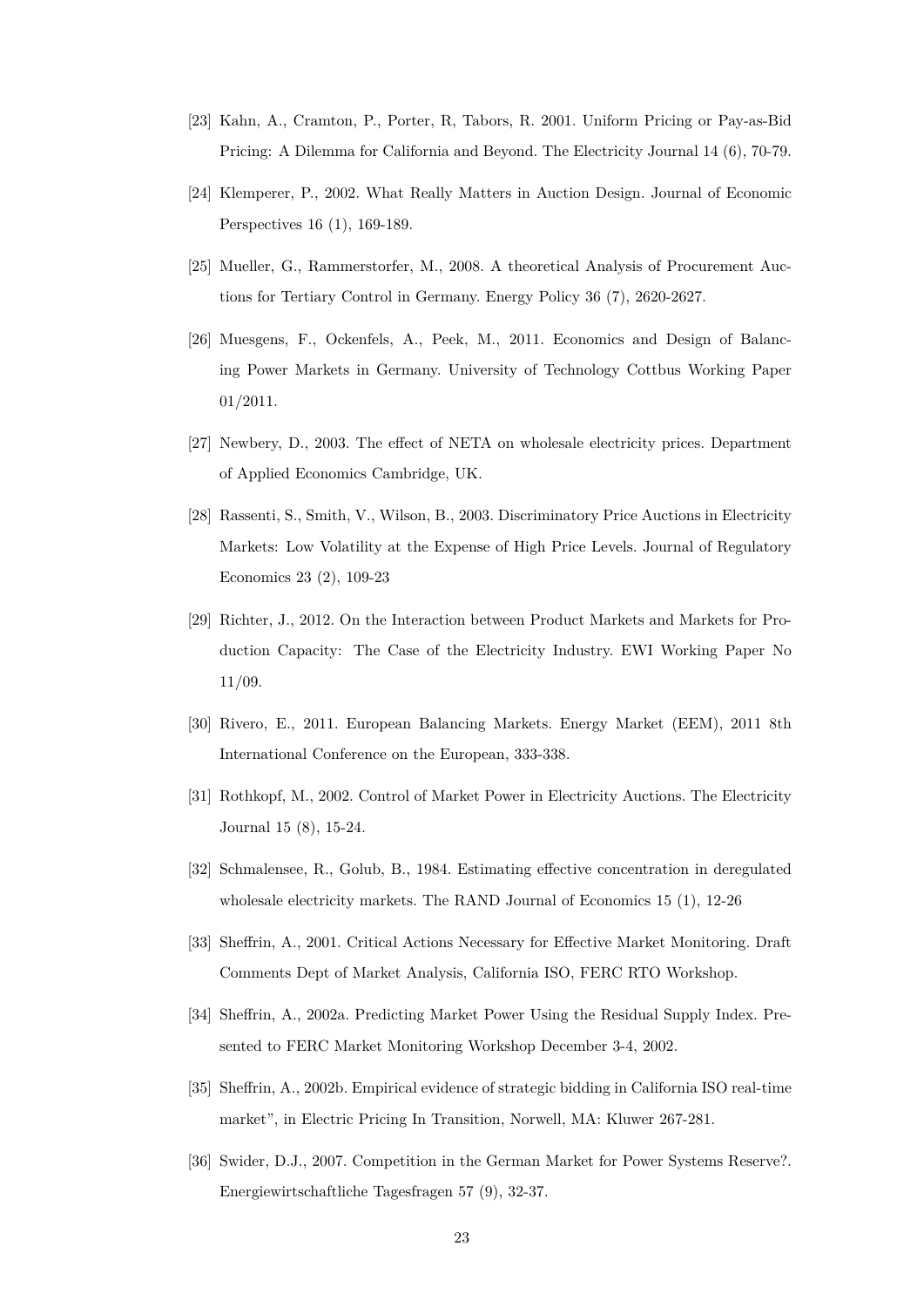[23] Kahn, A., Cramton, P., Porter, R, Tabors, R. 2001. Uniform Pricing or Pay-as-Bid Pricing: A Dilemma for California and Beyond. The Electricity Journal 14 (6), 70-79.

[24] Klemperer, P., 2002. What Really Matters in Auction Design. Journal of Economic Perspectives 16 (1), 169-189.

[25] Mueller, G., Rammerstorfer, M., 2008. A theoretical Analysis of Procurement Auctions for Tertiary Control in Germany. Energy Policy 36 (7), 2620-2627.

[26] Muesgens, F., Ockenfels, A., Peek, M., 2011. Economics and Design of Balancing Power Markets in Germany. University of Technology Cottbus Working Paper 01/2011.

[27] Newbery, D., 2003. The effect of NETA on wholesale electricity prices. Department of Applied Economics Cambridge, UK.

[28] Rassenti, S., Smith, V., Wilson, B., 2003. Discriminatory Price Auctions in Electricity Markets: Low Volatility at the Expense of High Price Levels. Journal of Regulatory Economics 23 (2), 109-23

[29] Richter, J., 2012. On the Interaction between Product Markets and Markets for Production Capacity: The Case of the Electricity Industry. EWI Working Paper No 11/09.

[30] Rivero, E., 2011. European Balancing Markets. Energy Market (EEM), 2011 8th International Conference on the European, 333-338.

[31] Rothkopf, M., 2002. Control of Market Power in Electricity Auctions. The Electricity Journal 15 (8), 15-24.

[32] Schmalensee, R., Golub, B., 1984. Estimating effective concentration in deregulated wholesale electricity markets. The RAND Journal of Economics 15 (1), 12-26

[33] Sheffrin, A., 2001. Critical Actions Necessary for Effective Market Monitoring. Draft Comments Dept of Market Analysis, California ISO, FERC RTO Workshop.

[34] Sheffrin, A., 2002a. Predicting Market Power Using the Residual Supply Index. Presented to FERC Market Monitoring Workshop December 3-4, 2002.

[35] Sheffrin, A., 2002b. Empirical evidence of strategic bidding in California ISO real-time market", in Electric Pricing In Transition, Norwell, MA: Kluwer 267-281.

[36] Swider, D.J., 2007. Competition in the German Market for Power Systems Reserve?. Energiewirtschaftliche Tagesfragen 57 (9), 32-37.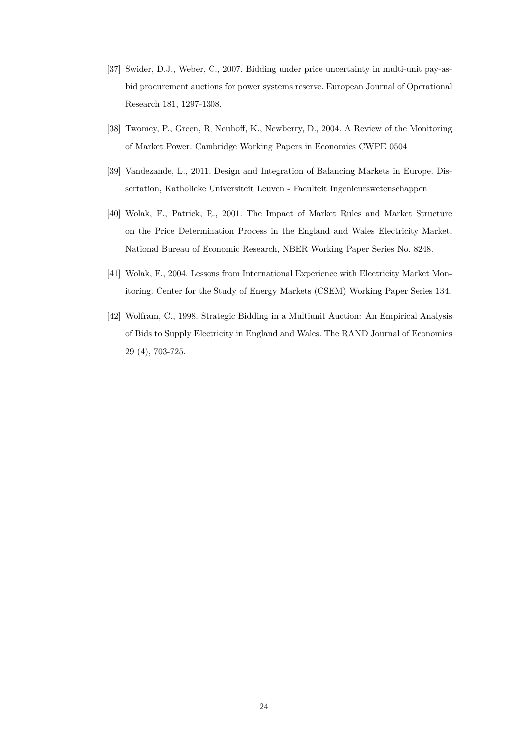[37] Swider, D.J., Weber, C., 2007. Bidding under price uncertainty in multi-unit pay-as-bid procurement auctions for power systems reserve. European Journal of Operational Research 181, 1297-1308.

[38] Twomey, P., Green, R, Neuhoff, K., Newberry, D., 2004. A Review of the Monitoring of Market Power. Cambridge Working Papers in Economics CWPE 0504

[39] Vandezande, L., 2011. Design and Integration of Balancing Markets in Europe. Dissertation, Katholieke Universiteit Leuven - Faculteit Ingenieurswetenschappen

[40] Wolak, F., Patrick, R., 2001. The Impact of Market Rules and Market Structure on the Price Determination Process in the England and Wales Electricity Market. National Bureau of Economic Research, NBER Working Paper Series No. 8248.

[41] Wolak, F., 2004. Lessons from International Experience with Electricity Market Monitoring. Center for the Study of Energy Markets (CSEM) Working Paper Series 134.

[42] Wolfram, C., 1998. Strategic Bidding in a Multiunit Auction: An Empirical Analysis of Bids to Supply Electricity in England and Wales. The RAND Journal of Economics 29 (4), 703-725.